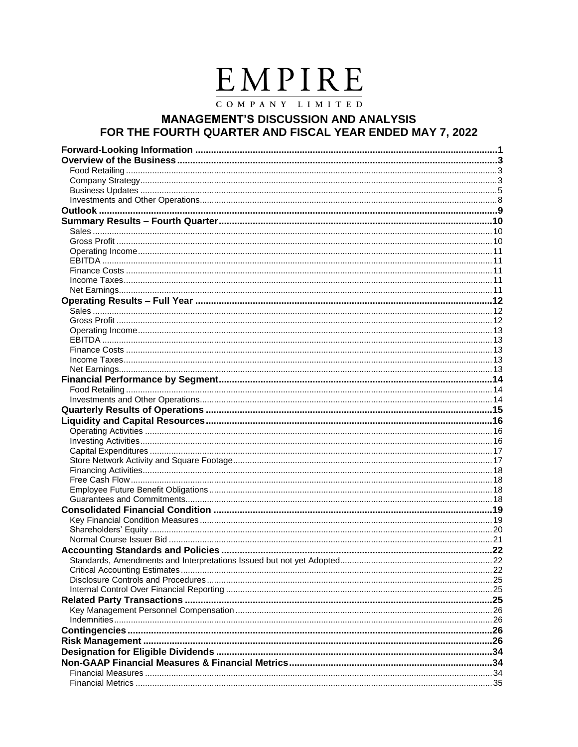# EMPIRE

COMPANY LIMITED

## MANAGEMENT'S DISCUSSION AND ANALYSIS FOR THE FOURTH QUARTER AND FISCAL YEAR ENDED MAY 7, 2022

| | |
|---|---|
| **Forward-Looking Information** | **1** |
| **Overview of the Business** | **3** |
| Food Retailing | 3 |
| Company Strategy | 3 |
| Business Updates | 5 |
| Investments and Other Operations | 8 |
| **Outlook** | **9** |
| **Summary Results – Fourth Quarter** | **10** |
| Sales | 10 |
| Gross Profit | 10 |
| Operating Income | 11 |
| EBITDA | 11 |
| Finance Costs | 11 |
| Income Taxes | 11 |
| Net Earnings | 11 |
| **Operating Results – Full Year** | **12** |
| Sales | 12 |
| Gross Profit | 12 |
| Operating Income | 13 |
| EBITDA | 13 |
| Finance Costs | 13 |
| Income Taxes | 13 |
| Net Earnings | 13 |
| **Financial Performance by Segment** | **14** |
| Food Retailing | 14 |
| Investments and Other Operations | 14 |
| **Quarterly Results of Operations** | **15** |
| **Liquidity and Capital Resources** | **16** |
| Operating Activities | 16 |
| Investing Activities | 16 |
| Capital Expenditures | 17 |
| Store Network Activity and Square Footage | 17 |
| Financing Activities | 18 |
| Free Cash Flow | 18 |
| Employee Future Benefit Obligations | 18 |
| Guarantees and Commitments | 18 |
| **Consolidated Financial Condition** | **19** |
| Key Financial Condition Measures | 19 |
| Shareholders' Equity | 20 |
| Normal Course Issuer Bid | 21 |
| **Accounting Standards and Policies** | **22** |
| Standards, Amendments and Interpretations Issued but not yet Adopted | 22 |
| Critical Accounting Estimates | 22 |
| Disclosure Controls and Procedures | 25 |
| Internal Control Over Financial Reporting | 25 |
| **Related Party Transactions** | **25** |
| Key Management Personnel Compensation | 26 |
| Indemnities | 26 |
| **Contingencies** | **26** |
| **Risk Management** | **26** |
| **Designation for Eligible Dividends** | **34** |
| **Non-GAAP Financial Measures & Financial Metrics** | **34** |
| Financial Measures | 34 |
| Financial Metrics | 35 |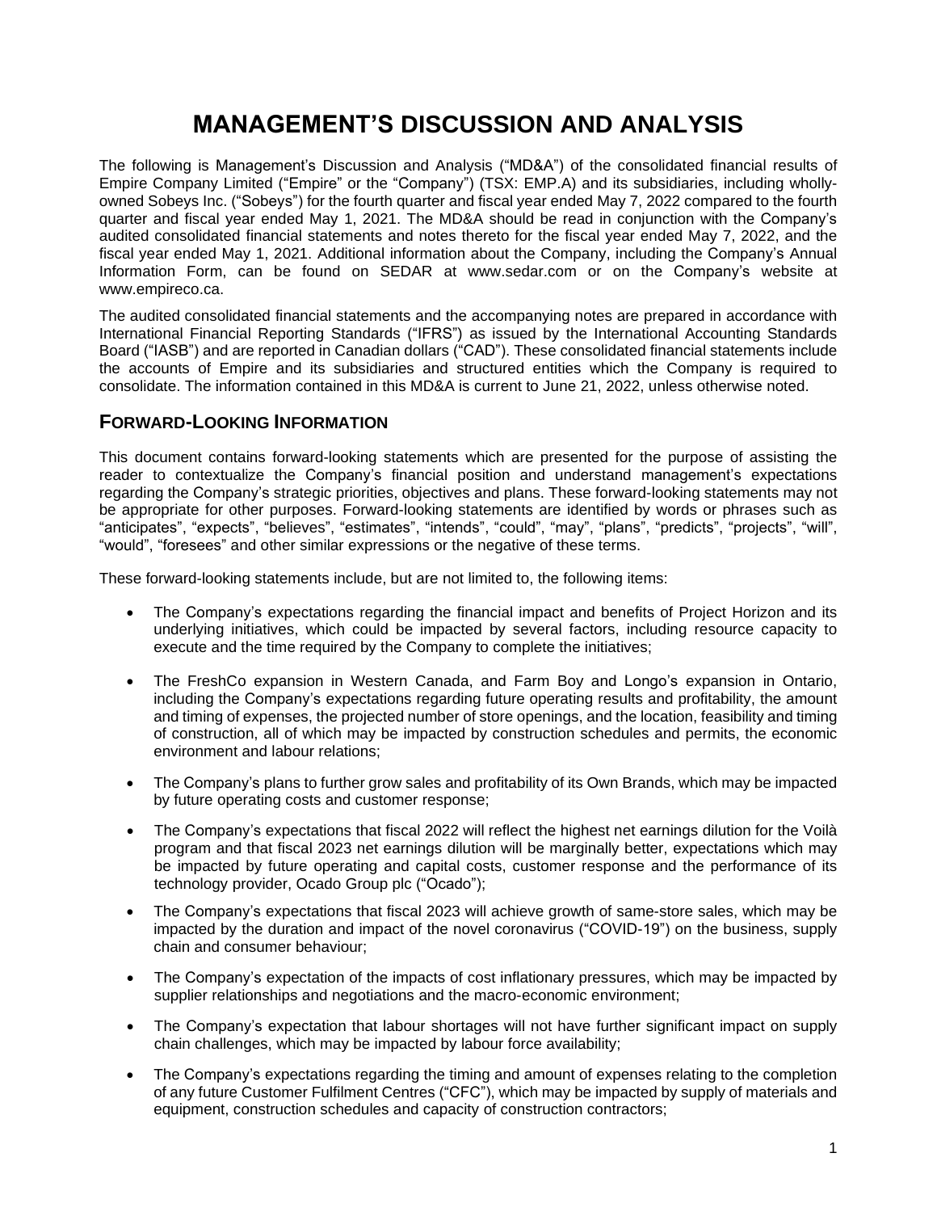# MANAGEMENT'S DISCUSSION AND ANALYSIS

The following is Management's Discussion and Analysis ("MD&A") of the consolidated financial results of Empire Company Limited ("Empire" or the "Company") (TSX: EMP.A) and its subsidiaries, including wholly-owned Sobeys Inc. ("Sobeys") for the fourth quarter and fiscal year ended May 7, 2022 compared to the fourth quarter and fiscal year ended May 1, 2021. The MD&A should be read in conjunction with the Company's audited consolidated financial statements and notes thereto for the fiscal year ended May 7, 2022, and the fiscal year ended May 1, 2021. Additional information about the Company, including the Company's Annual Information Form, can be found on SEDAR at www.sedar.com or on the Company's website at www.empireco.ca.

The audited consolidated financial statements and the accompanying notes are prepared in accordance with International Financial Reporting Standards ("IFRS") as issued by the International Accounting Standards Board ("IASB") and are reported in Canadian dollars ("CAD"). These consolidated financial statements include the accounts of Empire and its subsidiaries and structured entities which the Company is required to consolidate. The information contained in this MD&A is current to June 21, 2022, unless otherwise noted.

## FORWARD-LOOKING INFORMATION

This document contains forward-looking statements which are presented for the purpose of assisting the reader to contextualize the Company's financial position and understand management's expectations regarding the Company's strategic priorities, objectives and plans. These forward-looking statements may not be appropriate for other purposes. Forward-looking statements are identified by words or phrases such as "anticipates", "expects", "believes", "estimates", "intends", "could", "may", "plans", "predicts", "projects", "will", "would", "foresees" and other similar expressions or the negative of these terms.

These forward-looking statements include, but are not limited to, the following items:

- The Company's expectations regarding the financial impact and benefits of Project Horizon and its underlying initiatives, which could be impacted by several factors, including resource capacity to execute and the time required by the Company to complete the initiatives;
- The FreshCo expansion in Western Canada, and Farm Boy and Longo's expansion in Ontario, including the Company's expectations regarding future operating results and profitability, the amount and timing of expenses, the projected number of store openings, and the location, feasibility and timing of construction, all of which may be impacted by construction schedules and permits, the economic environment and labour relations;
- The Company's plans to further grow sales and profitability of its Own Brands, which may be impacted by future operating costs and customer response;
- The Company's expectations that fiscal 2022 will reflect the highest net earnings dilution for the Voilà program and that fiscal 2023 net earnings dilution will be marginally better, expectations which may be impacted by future operating and capital costs, customer response and the performance of its technology provider, Ocado Group plc ("Ocado");
- The Company's expectations that fiscal 2023 will achieve growth of same-store sales, which may be impacted by the duration and impact of the novel coronavirus ("COVID-19") on the business, supply chain and consumer behaviour;
- The Company's expectation of the impacts of cost inflationary pressures, which may be impacted by supplier relationships and negotiations and the macro-economic environment;
- The Company's expectation that labour shortages will not have further significant impact on supply chain challenges, which may be impacted by labour force availability;
- The Company's expectations regarding the timing and amount of expenses relating to the completion of any future Customer Fulfilment Centres ("CFC"), which may be impacted by supply of materials and equipment, construction schedules and capacity of construction contractors;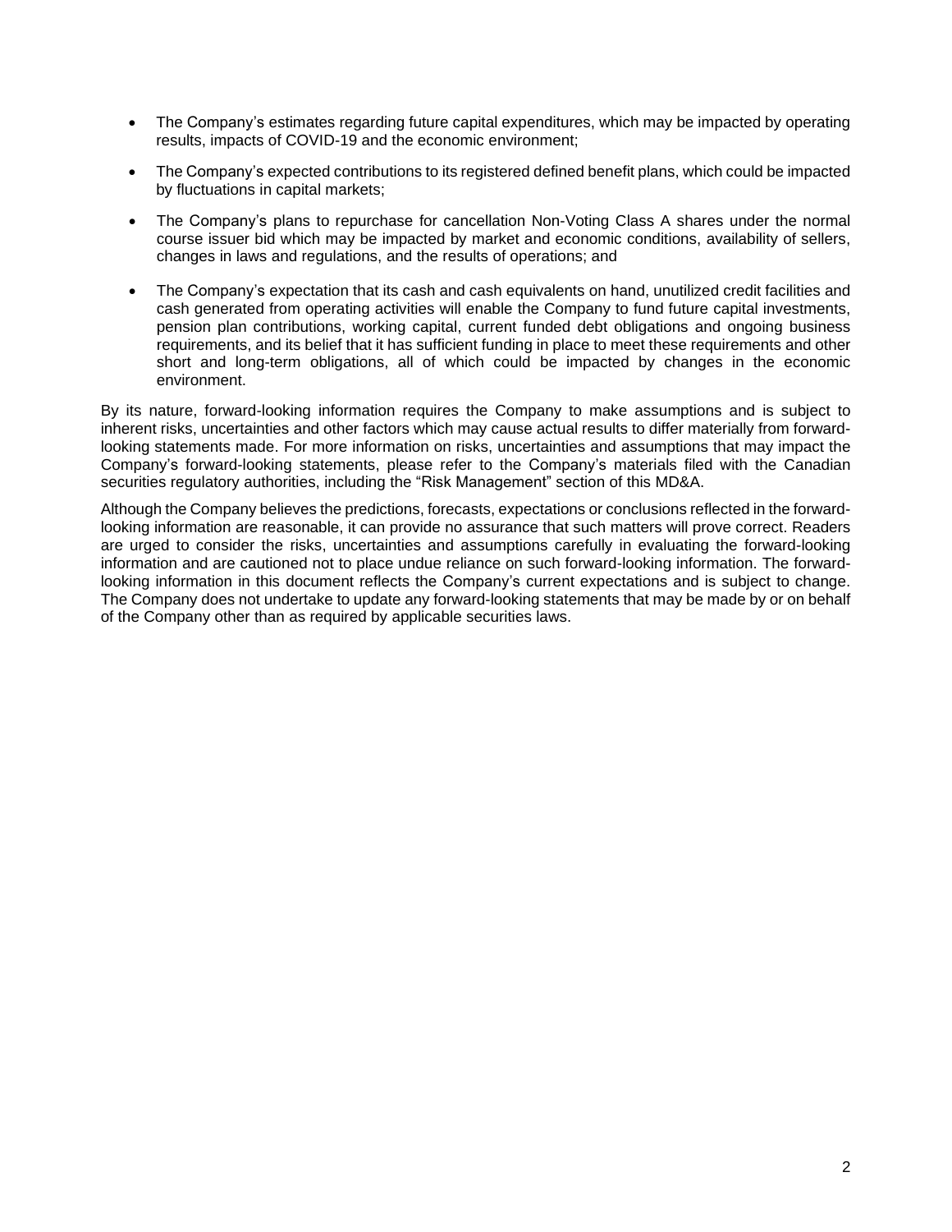- The Company's estimates regarding future capital expenditures, which may be impacted by operating results, impacts of COVID-19 and the economic environment;
- The Company's expected contributions to its registered defined benefit plans, which could be impacted by fluctuations in capital markets;
- The Company's plans to repurchase for cancellation Non-Voting Class A shares under the normal course issuer bid which may be impacted by market and economic conditions, availability of sellers, changes in laws and regulations, and the results of operations; and
- The Company's expectation that its cash and cash equivalents on hand, unutilized credit facilities and cash generated from operating activities will enable the Company to fund future capital investments, pension plan contributions, working capital, current funded debt obligations and ongoing business requirements, and its belief that it has sufficient funding in place to meet these requirements and other short and long-term obligations, all of which could be impacted by changes in the economic environment.

By its nature, forward-looking information requires the Company to make assumptions and is subject to inherent risks, uncertainties and other factors which may cause actual results to differ materially from forward-looking statements made. For more information on risks, uncertainties and assumptions that may impact the Company's forward-looking statements, please refer to the Company's materials filed with the Canadian securities regulatory authorities, including the "Risk Management" section of this MD&A.

Although the Company believes the predictions, forecasts, expectations or conclusions reflected in the forward-looking information are reasonable, it can provide no assurance that such matters will prove correct. Readers are urged to consider the risks, uncertainties and assumptions carefully in evaluating the forward-looking information and are cautioned not to place undue reliance on such forward-looking information. The forward-looking information in this document reflects the Company's current expectations and is subject to change. The Company does not undertake to update any forward-looking statements that may be made by or on behalf of the Company other than as required by applicable securities laws.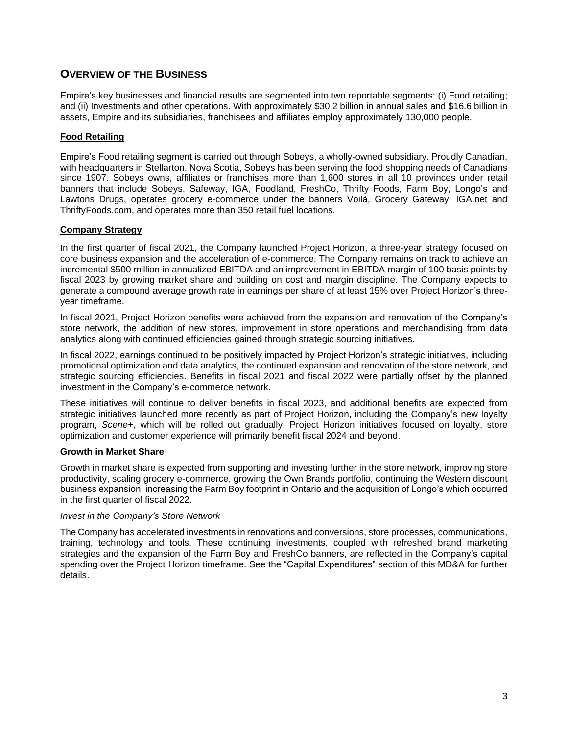## OVERVIEW OF THE BUSINESS

Empire's key businesses and financial results are segmented into two reportable segments: (i) Food retailing; and (ii) Investments and other operations. With approximately $30.2 billion in annual sales and $16.6 billion in assets, Empire and its subsidiaries, franchisees and affiliates employ approximately 130,000 people.

### Food Retailing

Empire's Food retailing segment is carried out through Sobeys, a wholly-owned subsidiary. Proudly Canadian, with headquarters in Stellarton, Nova Scotia, Sobeys has been serving the food shopping needs of Canadians since 1907. Sobeys owns, affiliates or franchises more than 1,600 stores in all 10 provinces under retail banners that include Sobeys, Safeway, IGA, Foodland, FreshCo, Thrifty Foods, Farm Boy, Longo's and Lawtons Drugs, operates grocery e-commerce under the banners Voilà, Grocery Gateway, IGA.net and ThriftyFoods.com, and operates more than 350 retail fuel locations.

### Company Strategy

In the first quarter of fiscal 2021, the Company launched Project Horizon, a three-year strategy focused on core business expansion and the acceleration of e-commerce. The Company remains on track to achieve an incremental $500 million in annualized EBITDA and an improvement in EBITDA margin of 100 basis points by fiscal 2023 by growing market share and building on cost and margin discipline. The Company expects to generate a compound average growth rate in earnings per share of at least 15% over Project Horizon's three-year timeframe.

In fiscal 2021, Project Horizon benefits were achieved from the expansion and renovation of the Company's store network, the addition of new stores, improvement in store operations and merchandising from data analytics along with continued efficiencies gained through strategic sourcing initiatives.

In fiscal 2022, earnings continued to be positively impacted by Project Horizon's strategic initiatives, including promotional optimization and data analytics, the continued expansion and renovation of the store network, and strategic sourcing efficiencies. Benefits in fiscal 2021 and fiscal 2022 were partially offset by the planned investment in the Company's e-commerce network.

These initiatives will continue to deliver benefits in fiscal 2023, and additional benefits are expected from strategic initiatives launched more recently as part of Project Horizon, including the Company's new loyalty program, *Scene+*, which will be rolled out gradually. Project Horizon initiatives focused on loyalty, store optimization and customer experience will primarily benefit fiscal 2024 and beyond.

#### Growth in Market Share

Growth in market share is expected from supporting and investing further in the store network, improving store productivity, scaling grocery e-commerce, growing the Own Brands portfolio, continuing the Western discount business expansion, increasing the Farm Boy footprint in Ontario and the acquisition of Longo's which occurred in the first quarter of fiscal 2022.

*Invest in the Company's Store Network*

The Company has accelerated investments in renovations and conversions, store processes, communications, training, technology and tools. These continuing investments, coupled with refreshed brand marketing strategies and the expansion of the Farm Boy and FreshCo banners, are reflected in the Company's capital spending over the Project Horizon timeframe. See the "Capital Expenditures" section of this MD&A for further details.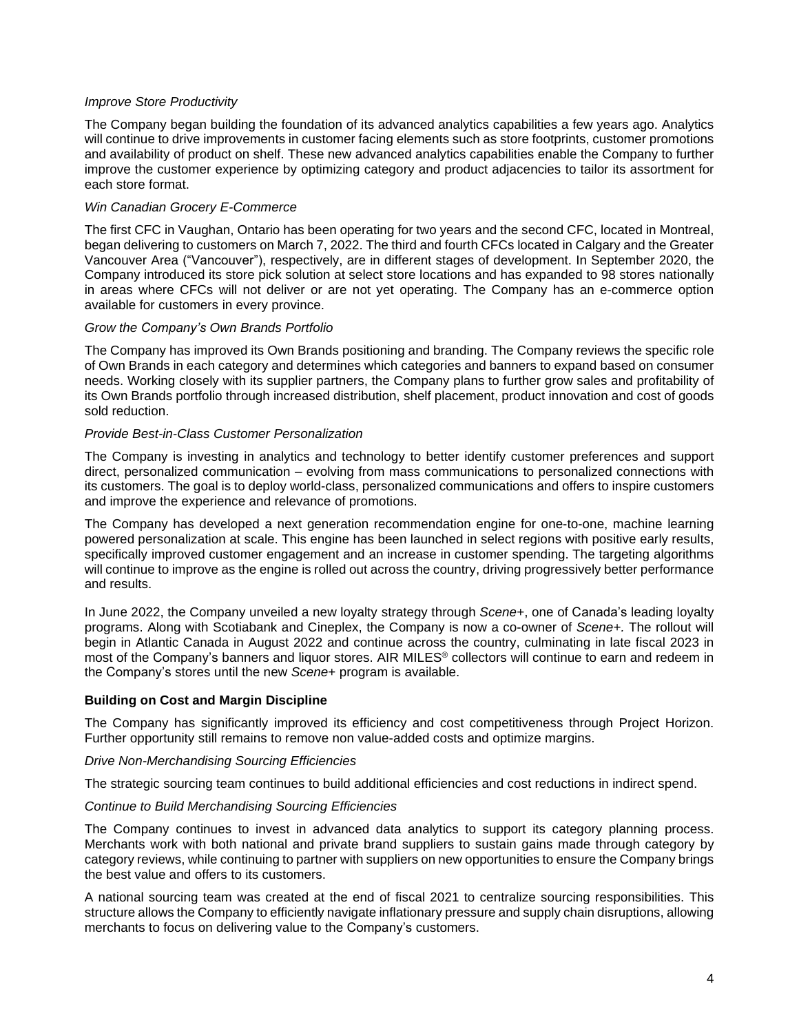*Improve Store Productivity*

The Company began building the foundation of its advanced analytics capabilities a few years ago. Analytics will continue to drive improvements in customer facing elements such as store footprints, customer promotions and availability of product on shelf. These new advanced analytics capabilities enable the Company to further improve the customer experience by optimizing category and product adjacencies to tailor its assortment for each store format.

*Win Canadian Grocery E-Commerce*

The first CFC in Vaughan, Ontario has been operating for two years and the second CFC, located in Montreal, began delivering to customers on March 7, 2022. The third and fourth CFCs located in Calgary and the Greater Vancouver Area ("Vancouver"), respectively, are in different stages of development. In September 2020, the Company introduced its store pick solution at select store locations and has expanded to 98 stores nationally in areas where CFCs will not deliver or are not yet operating. The Company has an e-commerce option available for customers in every province.

*Grow the Company's Own Brands Portfolio*

The Company has improved its Own Brands positioning and branding. The Company reviews the specific role of Own Brands in each category and determines which categories and banners to expand based on consumer needs. Working closely with its supplier partners, the Company plans to further grow sales and profitability of its Own Brands portfolio through increased distribution, shelf placement, product innovation and cost of goods sold reduction.

*Provide Best-in-Class Customer Personalization*

The Company is investing in analytics and technology to better identify customer preferences and support direct, personalized communication – evolving from mass communications to personalized connections with its customers. The goal is to deploy world-class, personalized communications and offers to inspire customers and improve the experience and relevance of promotions.

The Company has developed a next generation recommendation engine for one-to-one, machine learning powered personalization at scale. This engine has been launched in select regions with positive early results, specifically improved customer engagement and an increase in customer spending. The targeting algorithms will continue to improve as the engine is rolled out across the country, driving progressively better performance and results.

In June 2022, the Company unveiled a new loyalty strategy through *Scene+*, one of Canada's leading loyalty programs. Along with Scotiabank and Cineplex, the Company is now a co-owner of *Scene+*. The rollout will begin in Atlantic Canada in August 2022 and continue across the country, culminating in late fiscal 2023 in most of the Company's banners and liquor stores. AIR MILES® collectors will continue to earn and redeem in the Company's stores until the new *Scene+* program is available.

**Building on Cost and Margin Discipline**

The Company has significantly improved its efficiency and cost competitiveness through Project Horizon. Further opportunity still remains to remove non value-added costs and optimize margins.

*Drive Non-Merchandising Sourcing Efficiencies*

The strategic sourcing team continues to build additional efficiencies and cost reductions in indirect spend.

*Continue to Build Merchandising Sourcing Efficiencies*

The Company continues to invest in advanced data analytics to support its category planning process. Merchants work with both national and private brand suppliers to sustain gains made through category by category reviews, while continuing to partner with suppliers on new opportunities to ensure the Company brings the best value and offers to its customers.

A national sourcing team was created at the end of fiscal 2021 to centralize sourcing responsibilities. This structure allows the Company to efficiently navigate inflationary pressure and supply chain disruptions, allowing merchants to focus on delivering value to the Company's customers.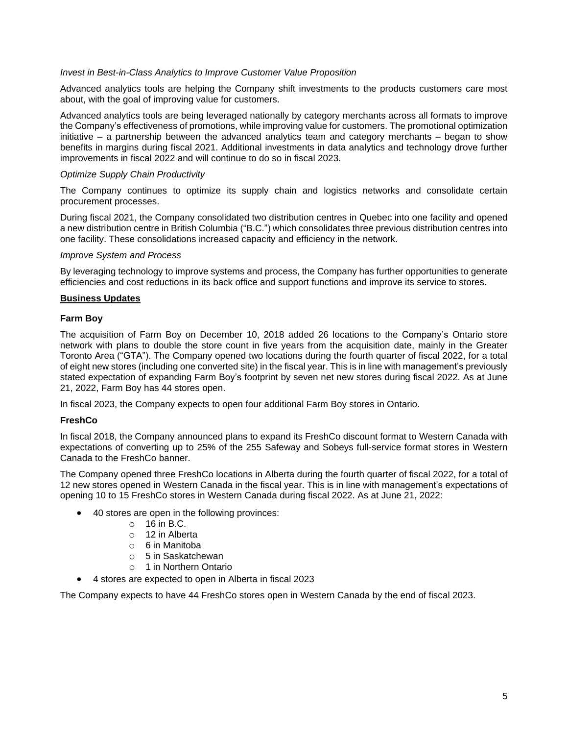*Invest in Best-in-Class Analytics to Improve Customer Value Proposition*

Advanced analytics tools are helping the Company shift investments to the products customers care most about, with the goal of improving value for customers.

Advanced analytics tools are being leveraged nationally by category merchants across all formats to improve the Company's effectiveness of promotions, while improving value for customers. The promotional optimization initiative – a partnership between the advanced analytics team and category merchants – began to show benefits in margins during fiscal 2021. Additional investments in data analytics and technology drove further improvements in fiscal 2022 and will continue to do so in fiscal 2023.

*Optimize Supply Chain Productivity*

The Company continues to optimize its supply chain and logistics networks and consolidate certain procurement processes.

During fiscal 2021, the Company consolidated two distribution centres in Quebec into one facility and opened a new distribution centre in British Columbia ("B.C.") which consolidates three previous distribution centres into one facility. These consolidations increased capacity and efficiency in the network.

*Improve System and Process*

By leveraging technology to improve systems and process, the Company has further opportunities to generate efficiencies and cost reductions in its back office and support functions and improve its service to stores.

## Business Updates

### Farm Boy

The acquisition of Farm Boy on December 10, 2018 added 26 locations to the Company's Ontario store network with plans to double the store count in five years from the acquisition date, mainly in the Greater Toronto Area ("GTA"). The Company opened two locations during the fourth quarter of fiscal 2022, for a total of eight new stores (including one converted site) in the fiscal year. This is in line with management's previously stated expectation of expanding Farm Boy's footprint by seven net new stores during fiscal 2022. As at June 21, 2022, Farm Boy has 44 stores open.

In fiscal 2023, the Company expects to open four additional Farm Boy stores in Ontario.

### FreshCo

In fiscal 2018, the Company announced plans to expand its FreshCo discount format to Western Canada with expectations of converting up to 25% of the 255 Safeway and Sobeys full-service format stores in Western Canada to the FreshCo banner.

The Company opened three FreshCo locations in Alberta during the fourth quarter of fiscal 2022, for a total of 12 new stores opened in Western Canada in the fiscal year. This is in line with management's expectations of opening 10 to 15 FreshCo stores in Western Canada during fiscal 2022. As at June 21, 2022:

- 40 stores are open in the following provinces:
  - 16 in B.C.
  - 12 in Alberta
  - 6 in Manitoba
  - 5 in Saskatchewan
  - 1 in Northern Ontario
- 4 stores are expected to open in Alberta in fiscal 2023

The Company expects to have 44 FreshCo stores open in Western Canada by the end of fiscal 2023.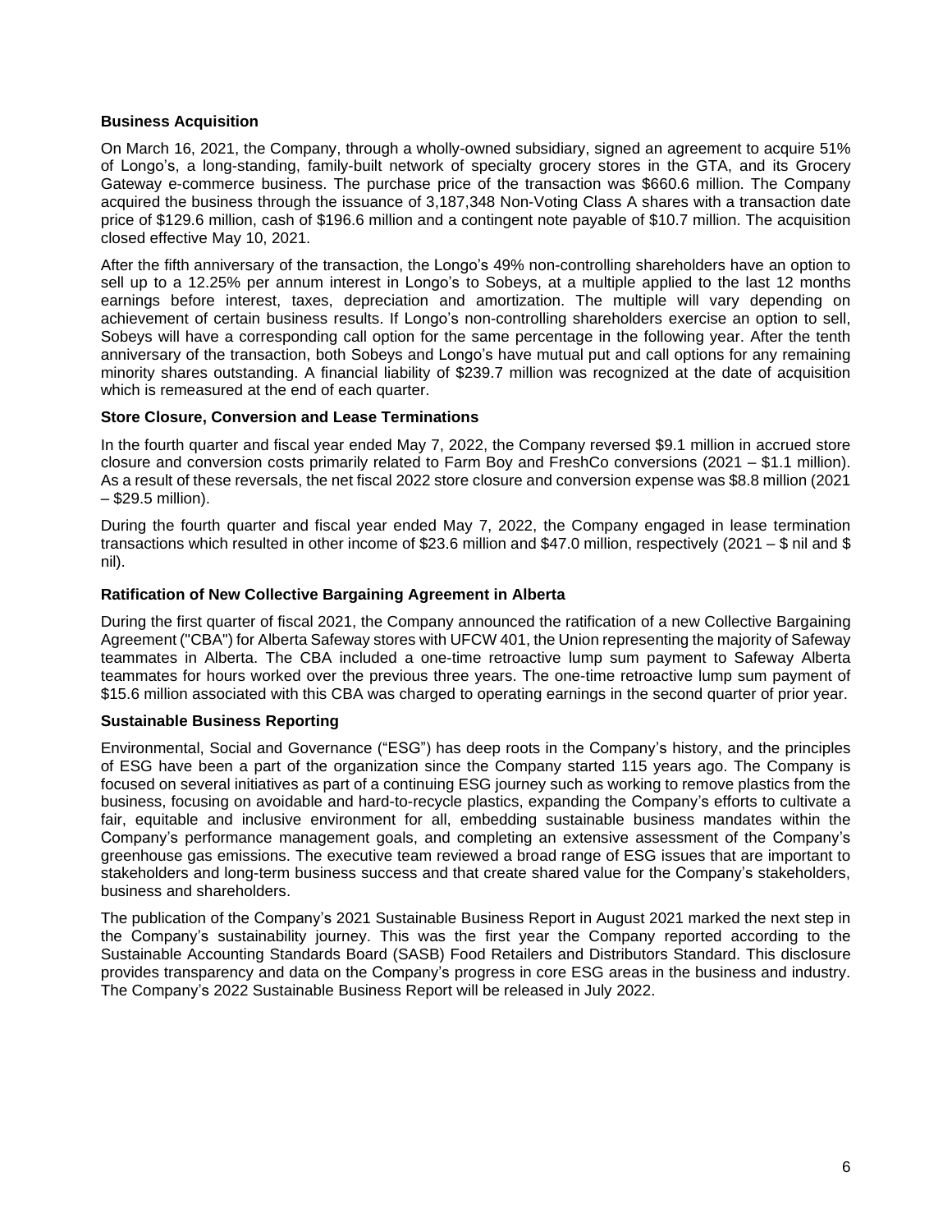**Business Acquisition**

On March 16, 2021, the Company, through a wholly-owned subsidiary, signed an agreement to acquire 51% of Longo's, a long-standing, family-built network of specialty grocery stores in the GTA, and its Grocery Gateway e-commerce business. The purchase price of the transaction was $660.6 million. The Company acquired the business through the issuance of 3,187,348 Non-Voting Class A shares with a transaction date price of $129.6 million, cash of $196.6 million and a contingent note payable of $10.7 million. The acquisition closed effective May 10, 2021.

After the fifth anniversary of the transaction, the Longo's 49% non-controlling shareholders have an option to sell up to a 12.25% per annum interest in Longo's to Sobeys, at a multiple applied to the last 12 months earnings before interest, taxes, depreciation and amortization. The multiple will vary depending on achievement of certain business results. If Longo's non-controlling shareholders exercise an option to sell, Sobeys will have a corresponding call option for the same percentage in the following year. After the tenth anniversary of the transaction, both Sobeys and Longo's have mutual put and call options for any remaining minority shares outstanding. A financial liability of $239.7 million was recognized at the date of acquisition which is remeasured at the end of each quarter.

**Store Closure, Conversion and Lease Terminations**

In the fourth quarter and fiscal year ended May 7, 2022, the Company reversed $9.1 million in accrued store closure and conversion costs primarily related to Farm Boy and FreshCo conversions (2021 – $1.1 million). As a result of these reversals, the net fiscal 2022 store closure and conversion expense was $8.8 million (2021 – $29.5 million).

During the fourth quarter and fiscal year ended May 7, 2022, the Company engaged in lease termination transactions which resulted in other income of $23.6 million and $47.0 million, respectively (2021 – $ nil and $ nil).

**Ratification of New Collective Bargaining Agreement in Alberta**

During the first quarter of fiscal 2021, the Company announced the ratification of a new Collective Bargaining Agreement ("CBA") for Alberta Safeway stores with UFCW 401, the Union representing the majority of Safeway teammates in Alberta. The CBA included a one-time retroactive lump sum payment to Safeway Alberta teammates for hours worked over the previous three years. The one-time retroactive lump sum payment of $15.6 million associated with this CBA was charged to operating earnings in the second quarter of prior year.

**Sustainable Business Reporting**

Environmental, Social and Governance ("ESG") has deep roots in the Company's history, and the principles of ESG have been a part of the organization since the Company started 115 years ago. The Company is focused on several initiatives as part of a continuing ESG journey such as working to remove plastics from the business, focusing on avoidable and hard-to-recycle plastics, expanding the Company's efforts to cultivate a fair, equitable and inclusive environment for all, embedding sustainable business mandates within the Company's performance management goals, and completing an extensive assessment of the Company's greenhouse gas emissions. The executive team reviewed a broad range of ESG issues that are important to stakeholders and long-term business success and that create shared value for the Company's stakeholders, business and shareholders.

The publication of the Company's 2021 Sustainable Business Report in August 2021 marked the next step in the Company's sustainability journey. This was the first year the Company reported according to the Sustainable Accounting Standards Board (SASB) Food Retailers and Distributors Standard. This disclosure provides transparency and data on the Company's progress in core ESG areas in the business and industry. The Company's 2022 Sustainable Business Report will be released in July 2022.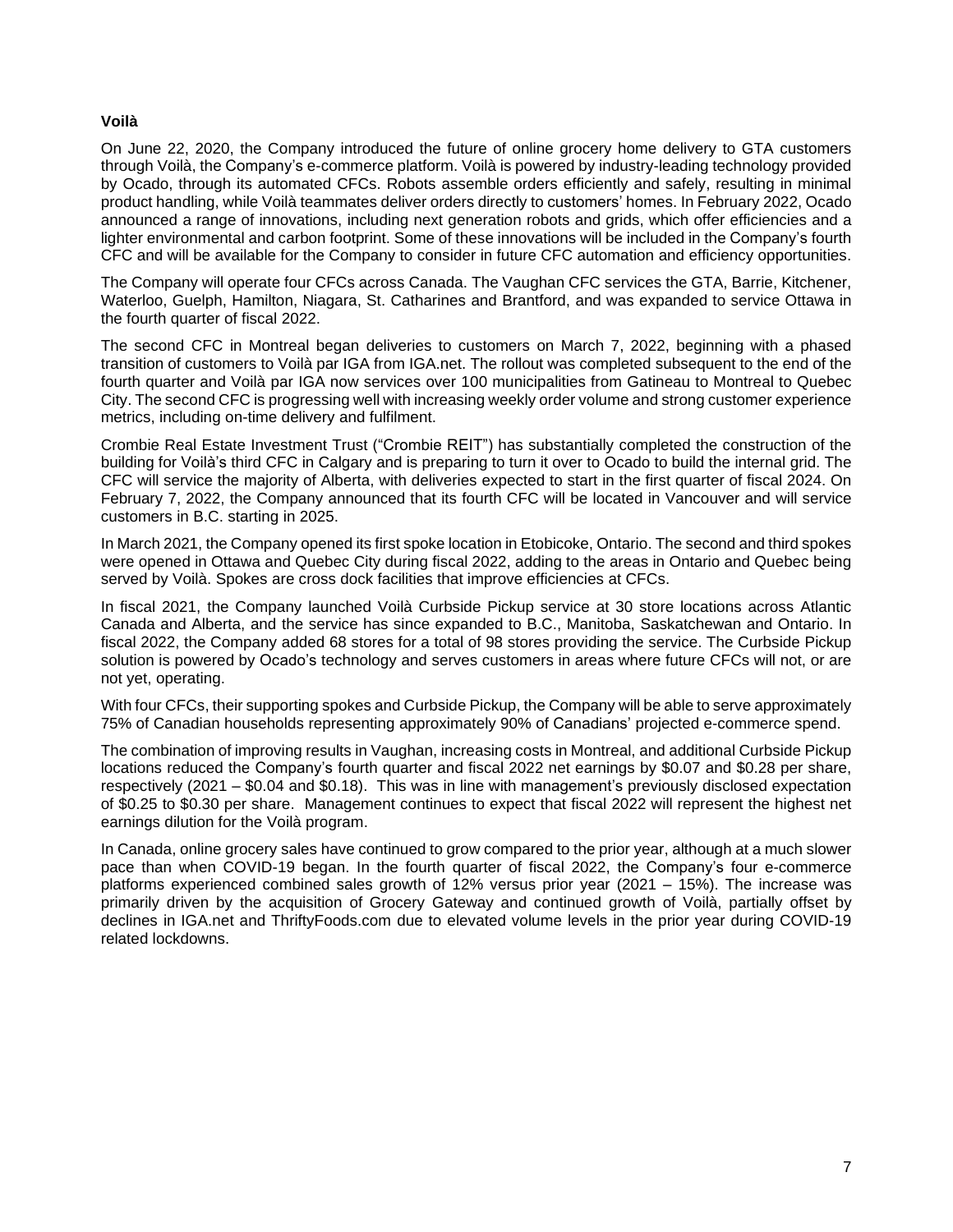**Voilà**

On June 22, 2020, the Company introduced the future of online grocery home delivery to GTA customers through Voilà, the Company's e-commerce platform. Voilà is powered by industry-leading technology provided by Ocado, through its automated CFCs. Robots assemble orders efficiently and safely, resulting in minimal product handling, while Voilà teammates deliver orders directly to customers' homes. In February 2022, Ocado announced a range of innovations, including next generation robots and grids, which offer efficiencies and a lighter environmental and carbon footprint. Some of these innovations will be included in the Company's fourth CFC and will be available for the Company to consider in future CFC automation and efficiency opportunities.

The Company will operate four CFCs across Canada. The Vaughan CFC services the GTA, Barrie, Kitchener, Waterloo, Guelph, Hamilton, Niagara, St. Catharines and Brantford, and was expanded to service Ottawa in the fourth quarter of fiscal 2022.

The second CFC in Montreal began deliveries to customers on March 7, 2022, beginning with a phased transition of customers to Voilà par IGA from IGA.net. The rollout was completed subsequent to the end of the fourth quarter and Voilà par IGA now services over 100 municipalities from Gatineau to Montreal to Quebec City. The second CFC is progressing well with increasing weekly order volume and strong customer experience metrics, including on-time delivery and fulfilment.

Crombie Real Estate Investment Trust ("Crombie REIT") has substantially completed the construction of the building for Voilà's third CFC in Calgary and is preparing to turn it over to Ocado to build the internal grid. The CFC will service the majority of Alberta, with deliveries expected to start in the first quarter of fiscal 2024. On February 7, 2022, the Company announced that its fourth CFC will be located in Vancouver and will service customers in B.C. starting in 2025.

In March 2021, the Company opened its first spoke location in Etobicoke, Ontario. The second and third spokes were opened in Ottawa and Quebec City during fiscal 2022, adding to the areas in Ontario and Quebec being served by Voilà. Spokes are cross dock facilities that improve efficiencies at CFCs.

In fiscal 2021, the Company launched Voilà Curbside Pickup service at 30 store locations across Atlantic Canada and Alberta, and the service has since expanded to B.C., Manitoba, Saskatchewan and Ontario. In fiscal 2022, the Company added 68 stores for a total of 98 stores providing the service. The Curbside Pickup solution is powered by Ocado's technology and serves customers in areas where future CFCs will not, or are not yet, operating.

With four CFCs, their supporting spokes and Curbside Pickup, the Company will be able to serve approximately 75% of Canadian households representing approximately 90% of Canadians' projected e-commerce spend.

The combination of improving results in Vaughan, increasing costs in Montreal, and additional Curbside Pickup locations reduced the Company's fourth quarter and fiscal 2022 net earnings by $0.07 and $0.28 per share, respectively (2021 – $0.04 and $0.18). This was in line with management's previously disclosed expectation of $0.25 to $0.30 per share. Management continues to expect that fiscal 2022 will represent the highest net earnings dilution for the Voilà program.

In Canada, online grocery sales have continued to grow compared to the prior year, although at a much slower pace than when COVID-19 began. In the fourth quarter of fiscal 2022, the Company's four e-commerce platforms experienced combined sales growth of 12% versus prior year (2021 – 15%). The increase was primarily driven by the acquisition of Grocery Gateway and continued growth of Voilà, partially offset by declines in IGA.net and ThriftyFoods.com due to elevated volume levels in the prior year during COVID-19 related lockdowns.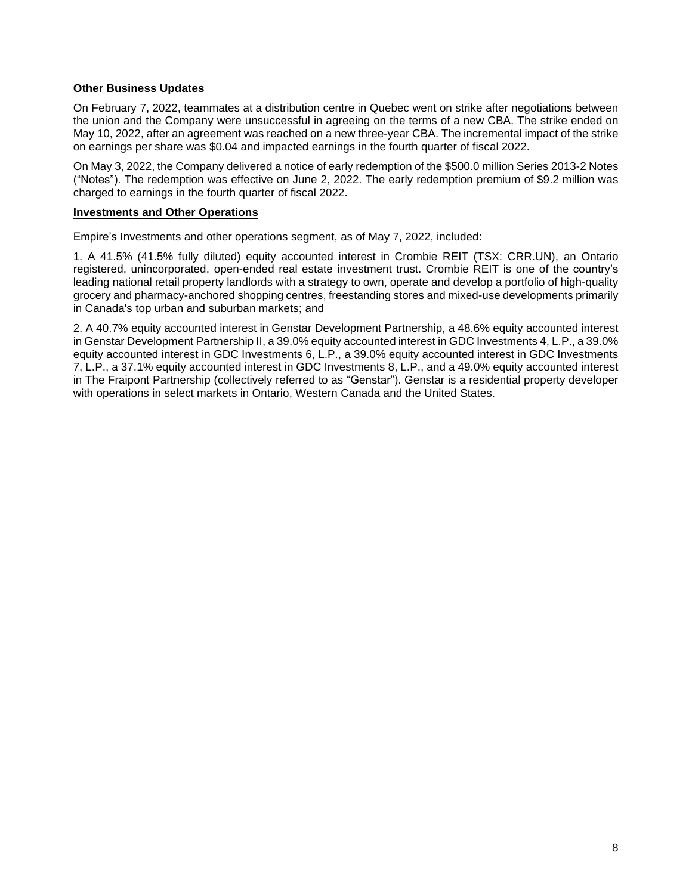**Other Business Updates**

On February 7, 2022, teammates at a distribution centre in Quebec went on strike after negotiations between the union and the Company were unsuccessful in agreeing on the terms of a new CBA. The strike ended on May 10, 2022, after an agreement was reached on a new three-year CBA. The incremental impact of the strike on earnings per share was $0.04 and impacted earnings in the fourth quarter of fiscal 2022.

On May 3, 2022, the Company delivered a notice of early redemption of the $500.0 million Series 2013-2 Notes ("Notes"). The redemption was effective on June 2, 2022. The early redemption premium of $9.2 million was charged to earnings in the fourth quarter of fiscal 2022.

**Investments and Other Operations**

Empire's Investments and other operations segment, as of May 7, 2022, included:

1. A 41.5% (41.5% fully diluted) equity accounted interest in Crombie REIT (TSX: CRR.UN), an Ontario registered, unincorporated, open-ended real estate investment trust. Crombie REIT is one of the country's leading national retail property landlords with a strategy to own, operate and develop a portfolio of high-quality grocery and pharmacy-anchored shopping centres, freestanding stores and mixed-use developments primarily in Canada's top urban and suburban markets; and

2. A 40.7% equity accounted interest in Genstar Development Partnership, a 48.6% equity accounted interest in Genstar Development Partnership II, a 39.0% equity accounted interest in GDC Investments 4, L.P., a 39.0% equity accounted interest in GDC Investments 6, L.P., a 39.0% equity accounted interest in GDC Investments 7, L.P., a 37.1% equity accounted interest in GDC Investments 8, L.P., and a 49.0% equity accounted interest in The Fraipont Partnership (collectively referred to as "Genstar"). Genstar is a residential property developer with operations in select markets in Ontario, Western Canada and the United States.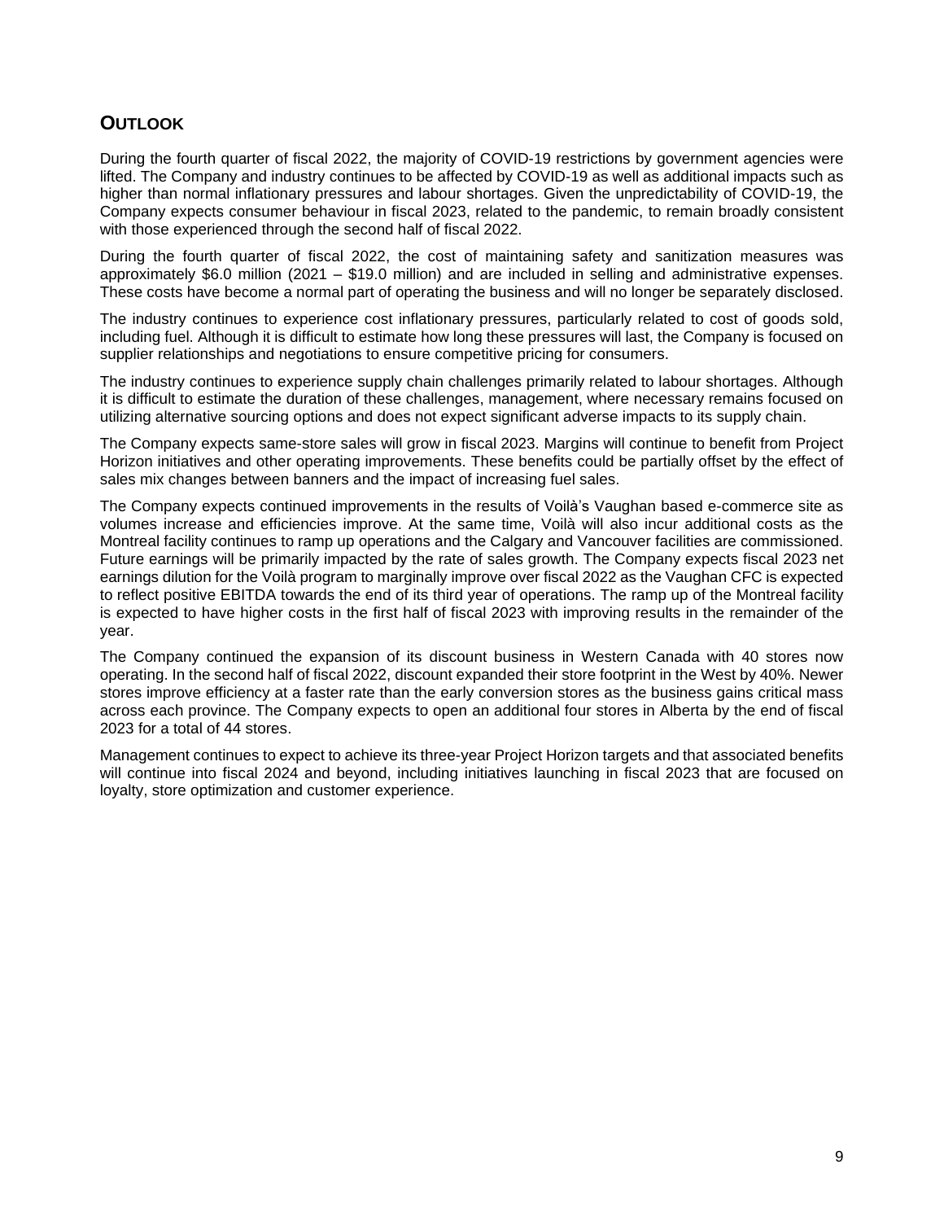## OUTLOOK

During the fourth quarter of fiscal 2022, the majority of COVID-19 restrictions by government agencies were lifted. The Company and industry continues to be affected by COVID-19 as well as additional impacts such as higher than normal inflationary pressures and labour shortages. Given the unpredictability of COVID-19, the Company expects consumer behaviour in fiscal 2023, related to the pandemic, to remain broadly consistent with those experienced through the second half of fiscal 2022.

During the fourth quarter of fiscal 2022, the cost of maintaining safety and sanitization measures was approximately $6.0 million (2021 – $19.0 million) and are included in selling and administrative expenses. These costs have become a normal part of operating the business and will no longer be separately disclosed.

The industry continues to experience cost inflationary pressures, particularly related to cost of goods sold, including fuel. Although it is difficult to estimate how long these pressures will last, the Company is focused on supplier relationships and negotiations to ensure competitive pricing for consumers.

The industry continues to experience supply chain challenges primarily related to labour shortages. Although it is difficult to estimate the duration of these challenges, management, where necessary remains focused on utilizing alternative sourcing options and does not expect significant adverse impacts to its supply chain.

The Company expects same-store sales will grow in fiscal 2023. Margins will continue to benefit from Project Horizon initiatives and other operating improvements. These benefits could be partially offset by the effect of sales mix changes between banners and the impact of increasing fuel sales.

The Company expects continued improvements in the results of Voilà's Vaughan based e-commerce site as volumes increase and efficiencies improve. At the same time, Voilà will also incur additional costs as the Montreal facility continues to ramp up operations and the Calgary and Vancouver facilities are commissioned. Future earnings will be primarily impacted by the rate of sales growth. The Company expects fiscal 2023 net earnings dilution for the Voilà program to marginally improve over fiscal 2022 as the Vaughan CFC is expected to reflect positive EBITDA towards the end of its third year of operations. The ramp up of the Montreal facility is expected to have higher costs in the first half of fiscal 2023 with improving results in the remainder of the year.

The Company continued the expansion of its discount business in Western Canada with 40 stores now operating. In the second half of fiscal 2022, discount expanded their store footprint in the West by 40%. Newer stores improve efficiency at a faster rate than the early conversion stores as the business gains critical mass across each province. The Company expects to open an additional four stores in Alberta by the end of fiscal 2023 for a total of 44 stores.

Management continues to expect to achieve its three-year Project Horizon targets and that associated benefits will continue into fiscal 2024 and beyond, including initiatives launching in fiscal 2023 that are focused on loyalty, store optimization and customer experience.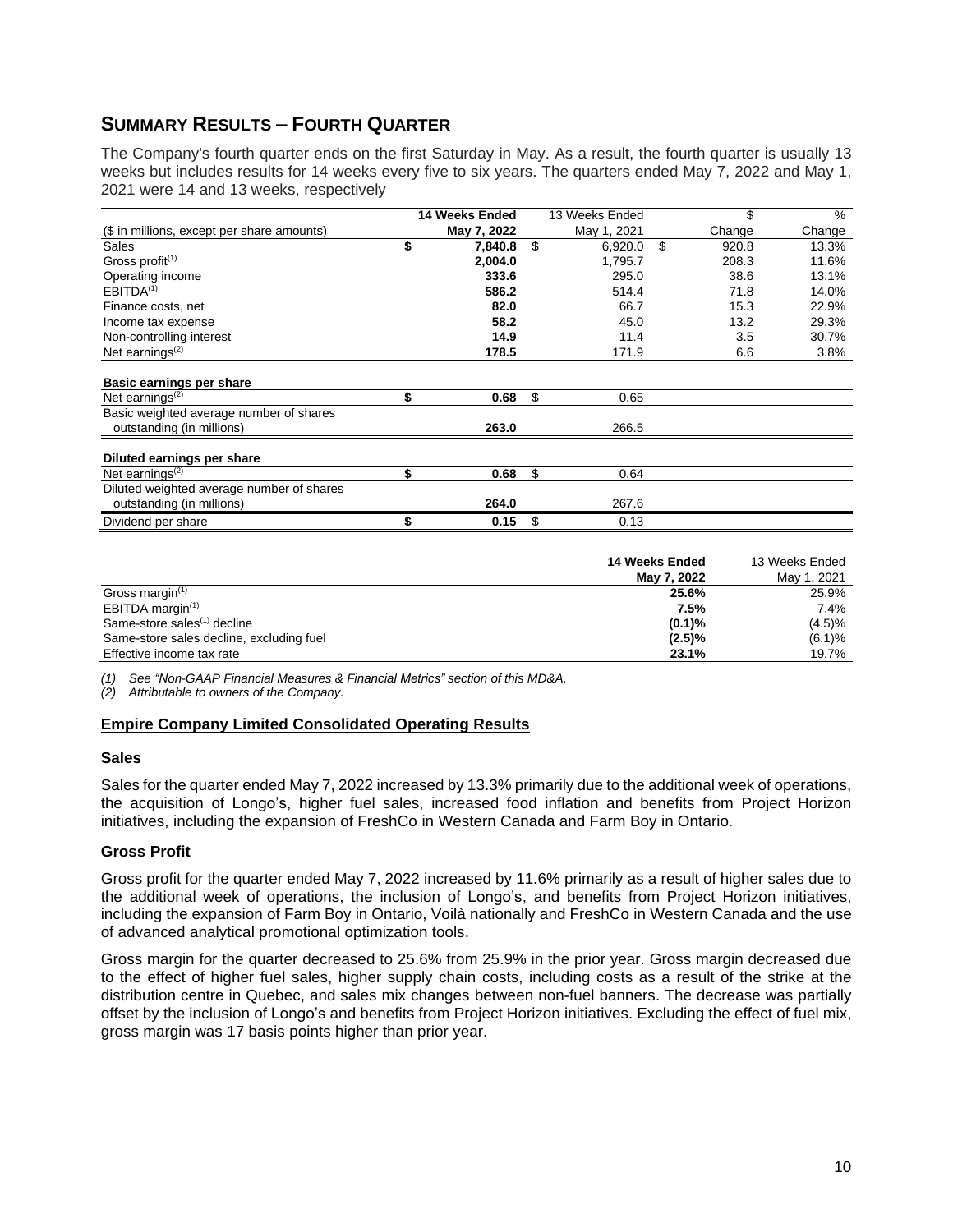## SUMMARY RESULTS – FOURTH QUARTER

The Company's fourth quarter ends on the first Saturday in May. As a result, the fourth quarter is usually 13 weeks but includes results for 14 weeks every five to six years. The quarters ended May 7, 2022 and May 1, 2021 were 14 and 13 weeks, respectively

| ($ in millions, except per share amounts) | **14 Weeks Ended May 7, 2022** | 13 Weeks Ended May 1, 2021 | $ Change | % Change |
|---|---|---|---|---|
| Sales | **$ 7,840.8** | $ 6,920.0 | $ 920.8 | 13.3% |
| Gross profit(1) | **2,004.0** | 1,795.7 | 208.3 | 11.6% |
| Operating income | **333.6** | 295.0 | 38.6 | 13.1% |
| EBITDA(1) | **586.2** | 514.4 | 71.8 | 14.0% |
| Finance costs, net | **82.0** | 66.7 | 15.3 | 22.9% |
| Income tax expense | **58.2** | 45.0 | 13.2 | 29.3% |
| Non-controlling interest | **14.9** | 11.4 | 3.5 | 30.7% |
| Net earnings(2) | **178.5** | 171.9 | 6.6 | 3.8% |
| **Basic earnings per share** | | | | |
| Net earnings(2) | **$ 0.68** | $ 0.65 | | |
| Basic weighted average number of shares outstanding (in millions) | **263.0** | 266.5 | | |
| **Diluted earnings per share** | | | | |
| Net earnings(2) | **$ 0.68** | $ 0.64 | | |
| Diluted weighted average number of shares outstanding (in millions) | **264.0** | 267.6 | | |
| Dividend per share | **$ 0.15** | $ 0.13 | | |

| | **14 Weeks Ended May 7, 2022** | 13 Weeks Ended May 1, 2021 |
|---|---|---|
| Gross margin(1) | **25.6%** | 25.9% |
| EBITDA margin(1) | **7.5%** | 7.4% |
| Same-store sales(1) decline | **(0.1)%** | (4.5)% |
| Same-store sales decline, excluding fuel | **(2.5)%** | (6.1)% |
| Effective income tax rate | **23.1%** | 19.7% |

*(1) See "Non-GAAP Financial Measures & Financial Metrics" section of this MD&A.*
*(2) Attributable to owners of the Company.*

### Empire Company Limited Consolidated Operating Results

#### Sales

Sales for the quarter ended May 7, 2022 increased by 13.3% primarily due to the additional week of operations, the acquisition of Longo's, higher fuel sales, increased food inflation and benefits from Project Horizon initiatives, including the expansion of FreshCo in Western Canada and Farm Boy in Ontario.

#### Gross Profit

Gross profit for the quarter ended May 7, 2022 increased by 11.6% primarily as a result of higher sales due to the additional week of operations, the inclusion of Longo's, and benefits from Project Horizon initiatives, including the expansion of Farm Boy in Ontario, Voilà nationally and FreshCo in Western Canada and the use of advanced analytical promotional optimization tools.

Gross margin for the quarter decreased to 25.6% from 25.9% in the prior year. Gross margin decreased due to the effect of higher fuel sales, higher supply chain costs, including costs as a result of the strike at the distribution centre in Quebec, and sales mix changes between non-fuel banners. The decrease was partially offset by the inclusion of Longo's and benefits from Project Horizon initiatives. Excluding the effect of fuel mix, gross margin was 17 basis points higher than prior year.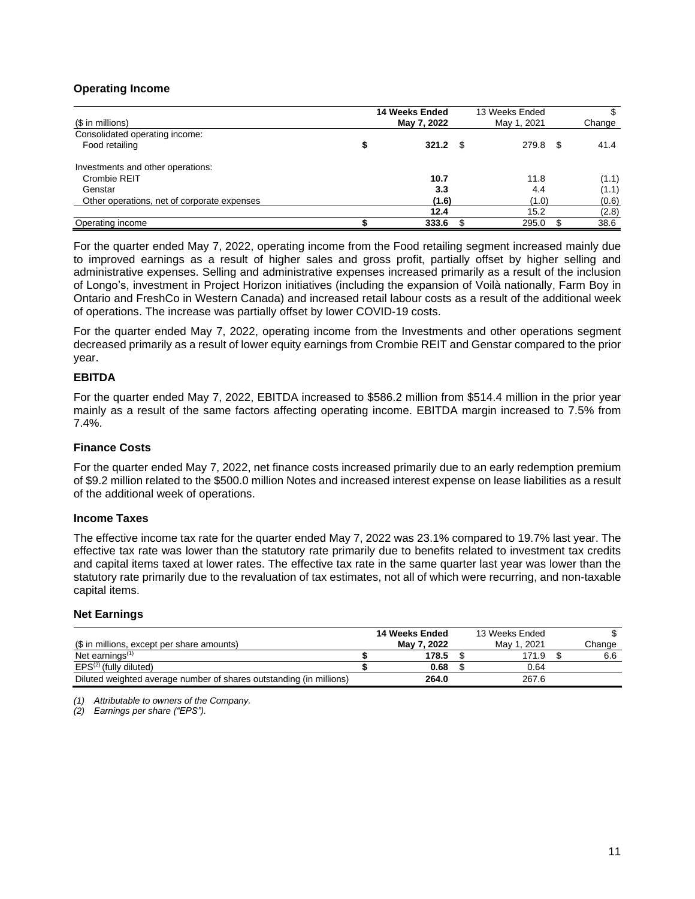### Operating Income

| ($ in millions) | 14 Weeks Ended May 7, 2022 | 13 Weeks Ended May 1, 2021 | $ Change |
|---|---|---|---|
| Consolidated operating income: | | | |
| Food retailing | **$ 321.2** | $ 279.8 | $ 41.4 |
| | | | |
| Investments and other operations: | | | |
| Crombie REIT | **10.7** | 11.8 | (1.1) |
| Genstar | **3.3** | 4.4 | (1.1) |
| Other operations, net of corporate expenses | **(1.6)** | (1.0) | (0.6) |
| | **12.4** | 15.2 | (2.8) |
| Operating income | **$ 333.6** | $ 295.0 | $ 38.6 |

For the quarter ended May 7, 2022, operating income from the Food retailing segment increased mainly due to improved earnings as a result of higher sales and gross profit, partially offset by higher selling and administrative expenses. Selling and administrative expenses increased primarily as a result of the inclusion of Longo's, investment in Project Horizon initiatives (including the expansion of Voilà nationally, Farm Boy in Ontario and FreshCo in Western Canada) and increased retail labour costs as a result of the additional week of operations. The increase was partially offset by lower COVID-19 costs.

For the quarter ended May 7, 2022, operating income from the Investments and other operations segment decreased primarily as a result of lower equity earnings from Crombie REIT and Genstar compared to the prior year.

### EBITDA

For the quarter ended May 7, 2022, EBITDA increased to $586.2 million from $514.4 million in the prior year mainly as a result of the same factors affecting operating income. EBITDA margin increased to 7.5% from 7.4%.

### Finance Costs

For the quarter ended May 7, 2022, net finance costs increased primarily due to an early redemption premium of $9.2 million related to the $500.0 million Notes and increased interest expense on lease liabilities as a result of the additional week of operations.

### Income Taxes

The effective income tax rate for the quarter ended May 7, 2022 was 23.1% compared to 19.7% last year. The effective tax rate was lower than the statutory rate primarily due to benefits related to investment tax credits and capital items taxed at lower rates. The effective tax rate in the same quarter last year was lower than the statutory rate primarily due to the revaluation of tax estimates, not all of which were recurring, and non-taxable capital items.

### Net Earnings

| ($ in millions, except per share amounts) | 14 Weeks Ended May 7, 2022 | 13 Weeks Ended May 1, 2021 | $ Change |
|---|---|---|---|
| Net earnings[(1)] | **$ 178.5** | $ 171.9 | $ 6.6 |
| EPS[(2)] (fully diluted) | **$ 0.68** | $ 0.64 | |
| Diluted weighted average number of shares outstanding (in millions) | **264.0** | 267.6 | |

*(1) Attributable to owners of the Company.*
*(2) Earnings per share ("EPS").*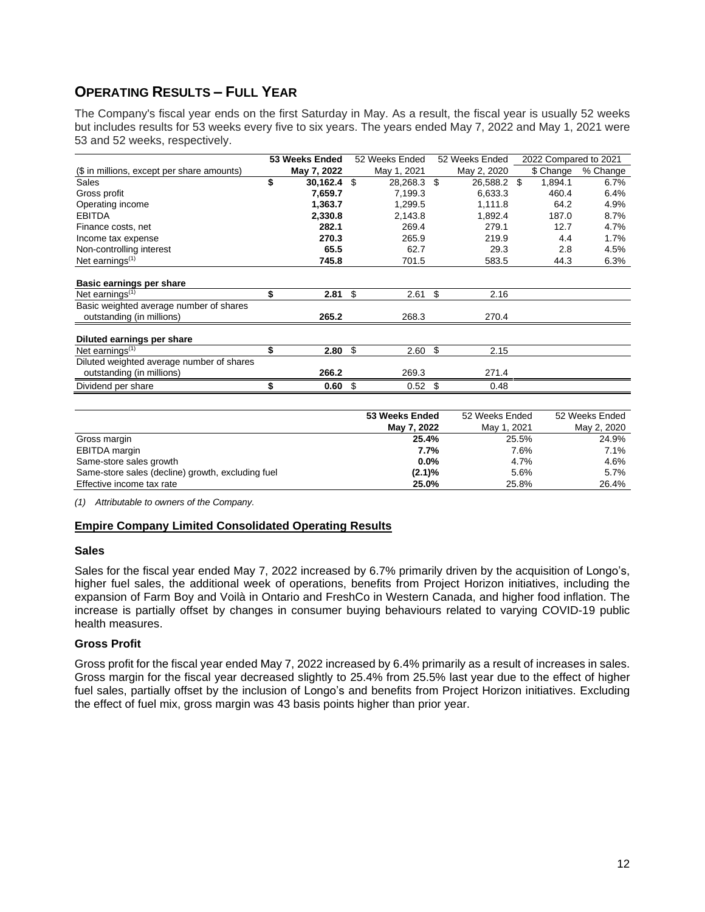## Operating Results – Full Year

The Company's fiscal year ends on the first Saturday in May. As a result, the fiscal year is usually 52 weeks but includes results for 53 weeks every five to six years. The years ended May 7, 2022 and May 1, 2021 were 53 and 52 weeks, respectively.

| | **53 Weeks Ended** | 52 Weeks Ended | 52 Weeks Ended | 2022 Compared to 2021 | |
|---|---|---|---|---|---|
| ($ in millions, except per share amounts) | **May 7, 2022** | May 1, 2021 | May 2, 2020 | $ Change | % Change |
| Sales | **$ 30,162.4** | $ 28,268.3 | $ 26,588.2 | $ 1,894.1 | 6.7% |
| Gross profit | **7,659.7** | 7,199.3 | 6,633.3 | 460.4 | 6.4% |
| Operating income | **1,363.7** | 1,299.5 | 1,111.8 | 64.2 | 4.9% |
| EBITDA | **2,330.8** | 2,143.8 | 1,892.4 | 187.0 | 8.7% |
| Finance costs, net | **282.1** | 269.4 | 279.1 | 12.7 | 4.7% |
| Income tax expense | **270.3** | 265.9 | 219.9 | 4.4 | 1.7% |
| Non-controlling interest | **65.5** | 62.7 | 29.3 | 2.8 | 4.5% |
| Net earnings[(1)] | **745.8** | 701.5 | 583.5 | 44.3 | 6.3% |
| **Basic earnings per share** | | | | | |
| Net earnings[(1)] | **$ 2.81** | $ 2.61 | $ 2.16 | | |
| Basic weighted average number of shares outstanding (in millions) | **265.2** | 268.3 | 270.4 | | |
| **Diluted earnings per share** | | | | | |
| Net earnings[(1)] | **$ 2.80** | $ 2.60 | $ 2.15 | | |
| Diluted weighted average number of shares outstanding (in millions) | **266.2** | 269.3 | 271.4 | | |
| Dividend per share | **$ 0.60** | $ 0.52 | $ 0.48 | | |

| | **53 Weeks Ended May 7, 2022** | 52 Weeks Ended May 1, 2021 | 52 Weeks Ended May 2, 2020 |
|---|---|---|---|
| Gross margin | **25.4%** | 25.5% | 24.9% |
| EBITDA margin | **7.7%** | 7.6% | 7.1% |
| Same-store sales growth | **0.0%** | 4.7% | 4.6% |
| Same-store sales (decline) growth, excluding fuel | **(2.1)%** | 5.6% | 5.7% |
| Effective income tax rate | **25.0%** | 25.8% | 26.4% |

*(1) Attributable to owners of the Company.*

### Empire Company Limited Consolidated Operating Results

#### Sales

Sales for the fiscal year ended May 7, 2022 increased by 6.7% primarily driven by the acquisition of Longo's, higher fuel sales, the additional week of operations, benefits from Project Horizon initiatives, including the expansion of Farm Boy and Voilà in Ontario and FreshCo in Western Canada, and higher food inflation. The increase is partially offset by changes in consumer buying behaviours related to varying COVID-19 public health measures.

#### Gross Profit

Gross profit for the fiscal year ended May 7, 2022 increased by 6.4% primarily as a result of increases in sales. Gross margin for the fiscal year decreased slightly to 25.4% from 25.5% last year due to the effect of higher fuel sales, partially offset by the inclusion of Longo's and benefits from Project Horizon initiatives. Excluding the effect of fuel mix, gross margin was 43 basis points higher than prior year.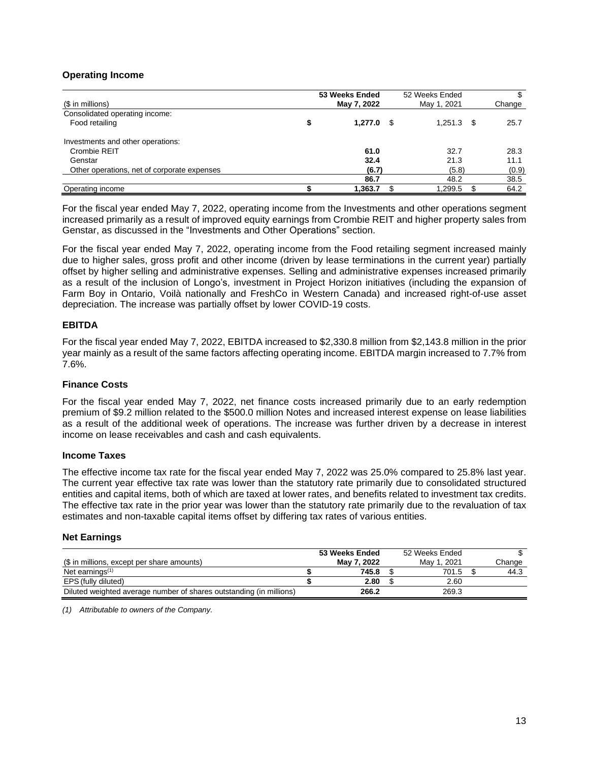## Operating Income

| ($ in millions) | 53 Weeks Ended May 7, 2022 | 52 Weeks Ended May 1, 2021 | $ Change |
|---|---|---|---|
| Consolidated operating income: | | | |
| Food retailing | **$ 1,277.0** | $ 1,251.3 | $ 25.7 |
| | | | |
| Investments and other operations: | | | |
| Crombie REIT | **61.0** | 32.7 | 28.3 |
| Genstar | **32.4** | 21.3 | 11.1 |
| Other operations, net of corporate expenses | **(6.7)** | (5.8) | (0.9) |
| | **86.7** | 48.2 | 38.5 |
| Operating income | **$ 1,363.7** | $ 1,299.5 | $ 64.2 |

For the fiscal year ended May 7, 2022, operating income from the Investments and other operations segment increased primarily as a result of improved equity earnings from Crombie REIT and higher property sales from Genstar, as discussed in the "Investments and Other Operations" section.

For the fiscal year ended May 7, 2022, operating income from the Food retailing segment increased mainly due to higher sales, gross profit and other income (driven by lease terminations in the current year) partially offset by higher selling and administrative expenses. Selling and administrative expenses increased primarily as a result of the inclusion of Longo's, investment in Project Horizon initiatives (including the expansion of Farm Boy in Ontario, Voilà nationally and FreshCo in Western Canada) and increased right-of-use asset depreciation. The increase was partially offset by lower COVID-19 costs.

## EBITDA

For the fiscal year ended May 7, 2022, EBITDA increased to $2,330.8 million from $2,143.8 million in the prior year mainly as a result of the same factors affecting operating income. EBITDA margin increased to 7.7% from 7.6%.

## Finance Costs

For the fiscal year ended May 7, 2022, net finance costs increased primarily due to an early redemption premium of $9.2 million related to the $500.0 million Notes and increased interest expense on lease liabilities as a result of the additional week of operations. The increase was further driven by a decrease in interest income on lease receivables and cash and cash equivalents.

## Income Taxes

The effective income tax rate for the fiscal year ended May 7, 2022 was 25.0% compared to 25.8% last year. The current year effective tax rate was lower than the statutory rate primarily due to consolidated structured entities and capital items, both of which are taxed at lower rates, and benefits related to investment tax credits. The effective tax rate in the prior year was lower than the statutory rate primarily due to the revaluation of tax estimates and non-taxable capital items offset by differing tax rates of various entities.

## Net Earnings

| ($ in millions, except per share amounts) | 53 Weeks Ended May 7, 2022 | 52 Weeks Ended May 1, 2021 | $ Change |
|---|---|---|---|
| Net earnings[(1)] | **$ 745.8** | $ 701.5 | $ 44.3 |
| EPS (fully diluted) | **$ 2.80** | $ 2.60 | |
| Diluted weighted average number of shares outstanding (in millions) | **266.2** | 269.3 | |

*(1) Attributable to owners of the Company.*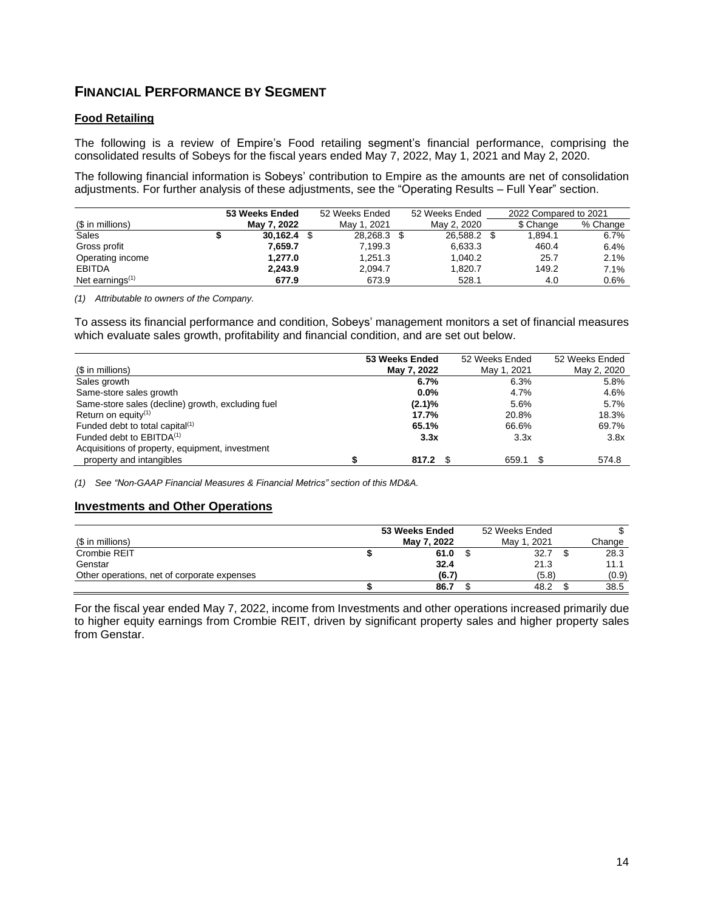## FINANCIAL PERFORMANCE BY SEGMENT

### Food Retailing

The following is a review of Empire's Food retailing segment's financial performance, comprising the consolidated results of Sobeys for the fiscal years ended May 7, 2022, May 1, 2021 and May 2, 2020.

The following financial information is Sobeys' contribution to Empire as the amounts are net of consolidation adjustments. For further analysis of these adjustments, see the "Operating Results – Full Year" section.

| ($ in millions) | 53 Weeks Ended May 7, 2022 | 52 Weeks Ended May 1, 2021 | 52 Weeks Ended May 2, 2020 | 2022 Compared to 2021 $ Change | % Change |
|---|---|---|---|---|---|
| Sales | **$ 30,162.4** | $ 28,268.3 | $ 26,588.2 | $ 1,894.1 | 6.7% |
| Gross profit | **7,659.7** | 7,199.3 | 6,633.3 | 460.4 | 6.4% |
| Operating income | **1,277.0** | 1,251.3 | 1,040.2 | 25.7 | 2.1% |
| EBITDA | **2,243.9** | 2,094.7 | 1,820.7 | 149.2 | 7.1% |
| Net earnings[(1)] | **677.9** | 673.9 | 528.1 | 4.0 | 0.6% |

*(1) Attributable to owners of the Company.*

To assess its financial performance and condition, Sobeys' management monitors a set of financial measures which evaluate sales growth, profitability and financial condition, and are set out below.

| ($ in millions) | 53 Weeks Ended May 7, 2022 | 52 Weeks Ended May 1, 2021 | 52 Weeks Ended May 2, 2020 |
|---|---|---|---|
| Sales growth | **6.7%** | 6.3% | 5.8% |
| Same-store sales growth | **0.0%** | 4.7% | 4.6% |
| Same-store sales (decline) growth, excluding fuel | **(2.1)%** | 5.6% | 5.7% |
| Return on equity[(1)] | **17.7%** | 20.8% | 18.3% |
| Funded debt to total capital[(1)] | **65.1%** | 66.6% | 69.7% |
| Funded debt to EBITDA[(1)] | **3.3x** | 3.3x | 3.8x |
| Acquisitions of property, equipment, investment property and intangibles | **$ 817.2** | $ 659.1 | $ 574.8 |

*(1) See "Non-GAAP Financial Measures & Financial Metrics" section of this MD&A.*

### Investments and Other Operations

| ($ in millions) | 53 Weeks Ended May 7, 2022 | 52 Weeks Ended May 1, 2021 | $ Change |
|---|---|---|---|
| Crombie REIT | **$ 61.0** | $ 32.7 | $ 28.3 |
| Genstar | **32.4** | 21.3 | 11.1 |
| Other operations, net of corporate expenses | **(6.7)** | (5.8) | (0.9) |
| | **$ 86.7** | $ 48.2 | $ 38.5 |

For the fiscal year ended May 7, 2022, income from Investments and other operations increased primarily due to higher equity earnings from Crombie REIT, driven by significant property sales and higher property sales from Genstar.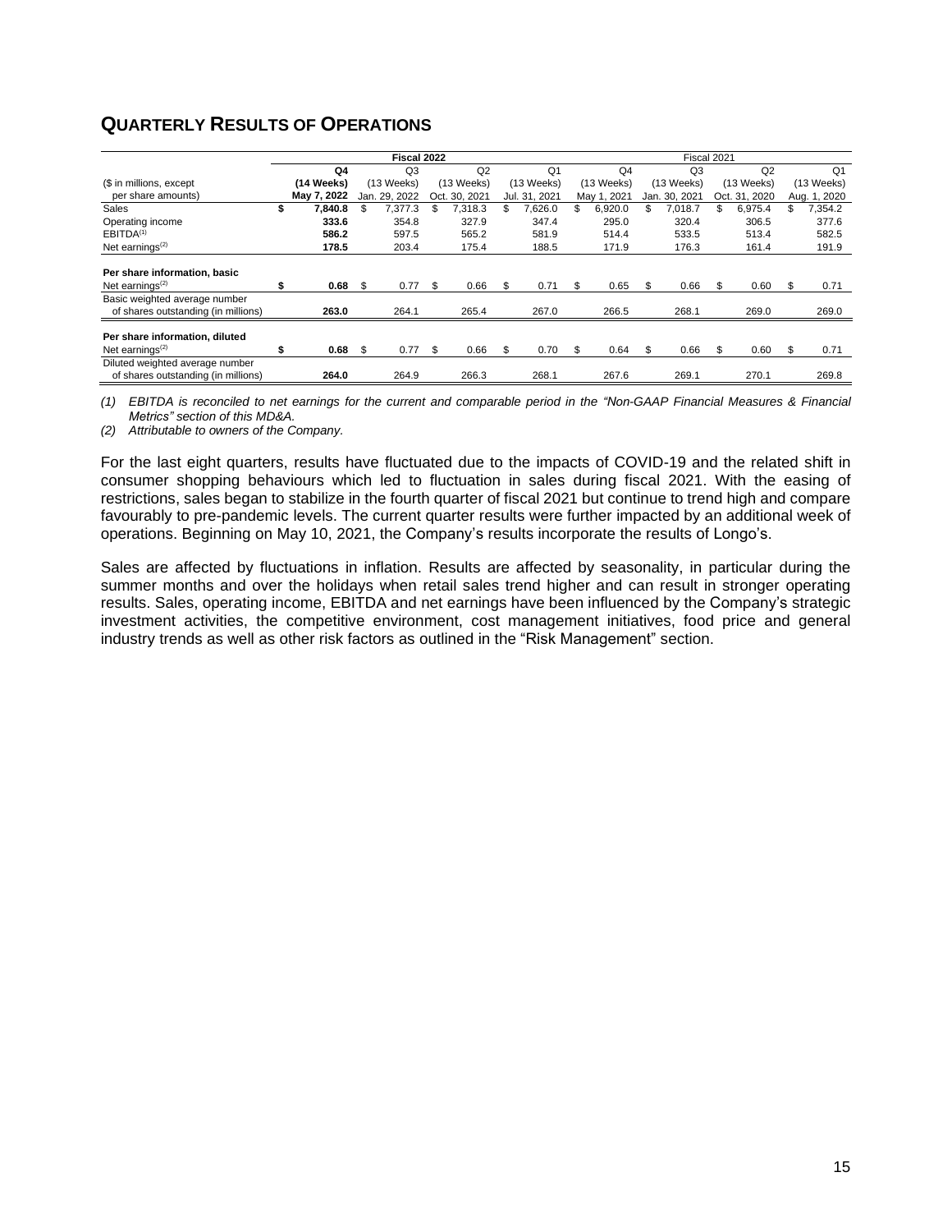## QUARTERLY RESULTS OF OPERATIONS

| ($ in millions, except per share amounts) | Fiscal 2022 | | | | Fiscal 2021 | | | |
|---|---|---|---|---|---|---|---|---|
| | **Q4 (14 Weeks) May 7, 2022** | Q3 (13 Weeks) Jan. 29, 2022 | Q2 (13 Weeks) Oct. 30, 2021 | Q1 (13 Weeks) Jul. 31, 2021 | Q4 (13 Weeks) May 1, 2021 | Q3 (13 Weeks) Jan. 30, 2021 | Q2 (13 Weeks) Oct. 31, 2020 | Q1 (13 Weeks) Aug. 1, 2020 |
| Sales | **$ 7,840.8** | $ 7,377.3 | $ 7,318.3 | $ 7,626.0 | $ 6,920.0 | $ 7,018.7 | $ 6,975.4 | $ 7,354.2 |
| Operating income | **333.6** | 354.8 | 327.9 | 347.4 | 295.0 | 320.4 | 306.5 | 377.6 |
| EBITDA[(1)] | **586.2** | 597.5 | 565.2 | 581.9 | 514.4 | 533.5 | 513.4 | 582.5 |
| Net earnings[(2)] | **178.5** | 203.4 | 175.4 | 188.5 | 171.9 | 176.3 | 161.4 | 191.9 |
| **Per share information, basic** | | | | | | | | |
| Net earnings[(2)] | **$ 0.68** | $ 0.77 | $ 0.66 | $ 0.71 | $ 0.65 | $ 0.66 | $ 0.60 | $ 0.71 |
| Basic weighted average number of shares outstanding (in millions) | **263.0** | 264.1 | 265.4 | 267.0 | 266.5 | 268.1 | 269.0 | 269.0 |
| **Per share information, diluted** | | | | | | | | |
| Net earnings[(2)] | **$ 0.68** | $ 0.77 | $ 0.66 | $ 0.70 | $ 0.64 | $ 0.66 | $ 0.60 | $ 0.71 |
| Diluted weighted average number of shares outstanding (in millions) | **264.0** | 264.9 | 266.3 | 268.1 | 267.6 | 269.1 | 270.1 | 269.8 |

*(1) EBITDA is reconciled to net earnings for the current and comparable period in the "Non-GAAP Financial Measures & Financial Metrics" section of this MD&A.*

*(2) Attributable to owners of the Company.*

For the last eight quarters, results have fluctuated due to the impacts of COVID-19 and the related shift in consumer shopping behaviours which led to fluctuation in sales during fiscal 2021. With the easing of restrictions, sales began to stabilize in the fourth quarter of fiscal 2021 but continue to trend high and compare favourably to pre-pandemic levels. The current quarter results were further impacted by an additional week of operations. Beginning on May 10, 2021, the Company's results incorporate the results of Longo's.

Sales are affected by fluctuations in inflation. Results are affected by seasonality, in particular during the summer months and over the holidays when retail sales trend higher and can result in stronger operating results. Sales, operating income, EBITDA and net earnings have been influenced by the Company's strategic investment activities, the competitive environment, cost management initiatives, food price and general industry trends as well as other risk factors as outlined in the "Risk Management" section.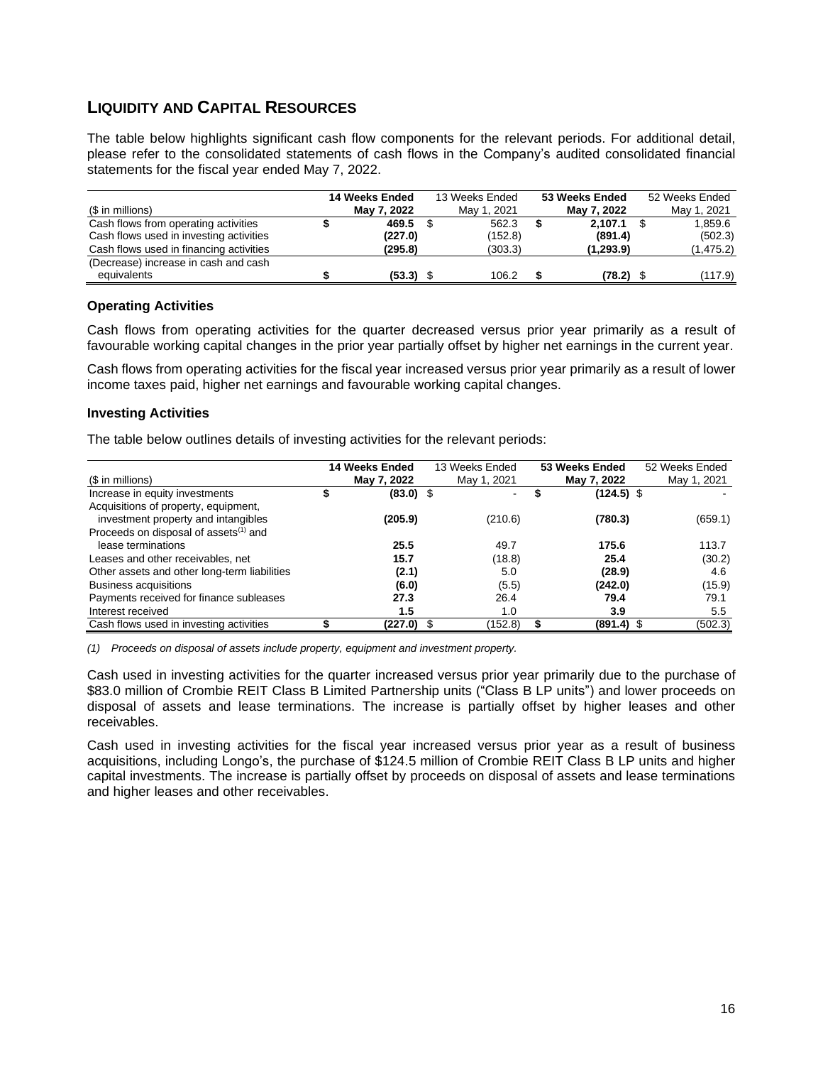## LIQUIDITY AND CAPITAL RESOURCES

The table below highlights significant cash flow components for the relevant periods. For additional detail, please refer to the consolidated statements of cash flows in the Company's audited consolidated financial statements for the fiscal year ended May 7, 2022.

| ($ in millions) | 14 Weeks Ended May 7, 2022 | 13 Weeks Ended May 1, 2021 | 53 Weeks Ended May 7, 2022 | 52 Weeks Ended May 1, 2021 |
|---|---|---|---|---|
| Cash flows from operating activities | $ **469.5** | $ 562.3 | $ **2,107.1** | $ 1,859.6 |
| Cash flows used in investing activities | **(227.0)** | (152.8) | **(891.4)** | (502.3) |
| Cash flows used in financing activities | **(295.8)** | (303.3) | **(1,293.9)** | (1,475.2) |
| (Decrease) increase in cash and cash equivalents | $ **(53.3)** | $ 106.2 | $ **(78.2)** | $ (117.9) |

### Operating Activities

Cash flows from operating activities for the quarter decreased versus prior year primarily as a result of favourable working capital changes in the prior year partially offset by higher net earnings in the current year.

Cash flows from operating activities for the fiscal year increased versus prior year primarily as a result of lower income taxes paid, higher net earnings and favourable working capital changes.

### Investing Activities

The table below outlines details of investing activities for the relevant periods:

| ($ in millions) | 14 Weeks Ended May 7, 2022 | 13 Weeks Ended May 1, 2021 | 53 Weeks Ended May 7, 2022 | 52 Weeks Ended May 1, 2021 |
|---|---|---|---|---|
| Increase in equity investments | $ **(83.0)** | $ - | $ **(124.5)** | $ - |
| Acquisitions of property, equipment, investment property and intangibles | **(205.9)** | (210.6) | **(780.3)** | (659.1) |
| Proceeds on disposal of assets[(1)] and lease terminations | **25.5** | 49.7 | **175.6** | 113.7 |
| Leases and other receivables, net | **15.7** | (18.8) | **25.4** | (30.2) |
| Other assets and other long-term liabilities | **(2.1)** | 5.0 | **(28.9)** | 4.6 |
| Business acquisitions | **(6.0)** | (5.5) | **(242.0)** | (15.9) |
| Payments received for finance subleases | **27.3** | 26.4 | **79.4** | 79.1 |
| Interest received | **1.5** | 1.0 | **3.9** | 5.5 |
| Cash flows used in investing activities | $ **(227.0)** | $ (152.8) | $ **(891.4)** | $ (502.3) |

*(1) Proceeds on disposal of assets include property, equipment and investment property.*

Cash used in investing activities for the quarter increased versus prior year primarily due to the purchase of $83.0 million of Crombie REIT Class B Limited Partnership units ("Class B LP units") and lower proceeds on disposal of assets and lease terminations. The increase is partially offset by higher leases and other receivables.

Cash used in investing activities for the fiscal year increased versus prior year as a result of business acquisitions, including Longo's, the purchase of $124.5 million of Crombie REIT Class B LP units and higher capital investments. The increase is partially offset by proceeds on disposal of assets and lease terminations and higher leases and other receivables.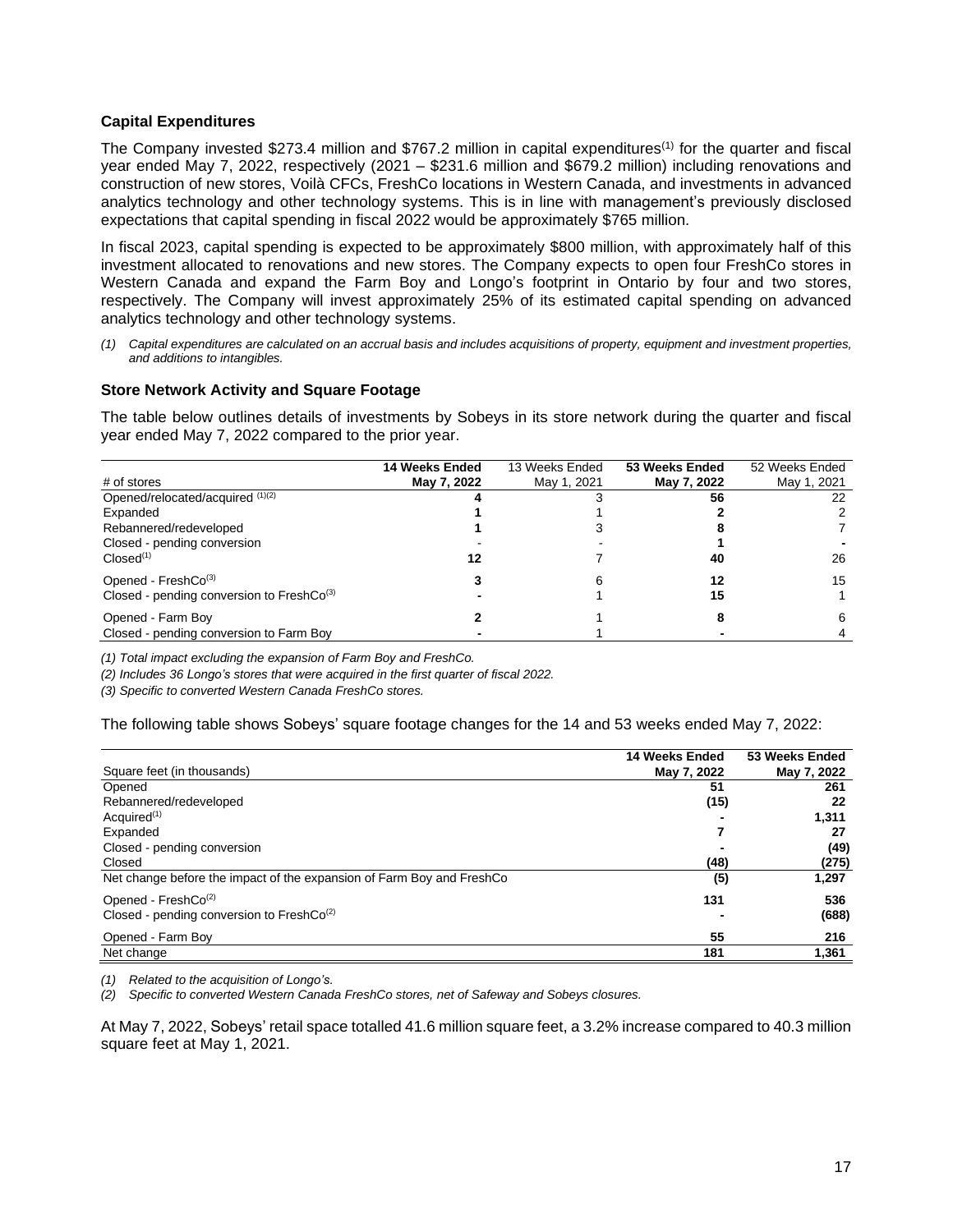### Capital Expenditures

The Company invested \$273.4 million and \$767.2 million in capital expenditures[(1)] for the quarter and fiscal year ended May 7, 2022, respectively (2021 – \$231.6 million and \$679.2 million) including renovations and construction of new stores, Voilà CFCs, FreshCo locations in Western Canada, and investments in advanced analytics technology and other technology systems. This is in line with management's previously disclosed expectations that capital spending in fiscal 2022 would be approximately \$765 million.

In fiscal 2023, capital spending is expected to be approximately \$800 million, with approximately half of this investment allocated to renovations and new stores. The Company expects to open four FreshCo stores in Western Canada and expand the Farm Boy and Longo's footprint in Ontario by four and two stores, respectively. The Company will invest approximately 25% of its estimated capital spending on advanced analytics technology and other technology systems.

*(1) Capital expenditures are calculated on an accrual basis and includes acquisitions of property, equipment and investment properties, and additions to intangibles.*

### Store Network Activity and Square Footage

The table below outlines details of investments by Sobeys in its store network during the quarter and fiscal year ended May 7, 2022 compared to the prior year.

| # of stores | **14 Weeks Ended May 7, 2022** | 13 Weeks Ended May 1, 2021 | **53 Weeks Ended May 7, 2022** | 52 Weeks Ended May 1, 2021 |
|---|---|---|---|---|
| Opened/relocated/acquired [(1)(2)] | **4** | 3 | **56** | 22 |
| Expanded | **1** | 1 | **2** | 2 |
| Rebannered/redeveloped | **1** | 3 | **8** | 7 |
| Closed - pending conversion | **-** | - | **1** | - |
| Closed[(1)] | **12** | 7 | **40** | 26 |
| Opened - FreshCo[(3)] | **3** | 6 | **12** | 15 |
| Closed - pending conversion to FreshCo[(3)] | **-** | 1 | **15** | 1 |
| Opened - Farm Boy | **2** | 1 | **8** | 6 |
| Closed - pending conversion to Farm Boy | **-** | 1 | **-** | 4 |

*(1) Total impact excluding the expansion of Farm Boy and FreshCo.*
*(2) Includes 36 Longo's stores that were acquired in the first quarter of fiscal 2022.*
*(3) Specific to converted Western Canada FreshCo stores.*

The following table shows Sobeys' square footage changes for the 14 and 53 weeks ended May 7, 2022:

| Square feet (in thousands) | **14 Weeks Ended May 7, 2022** | **53 Weeks Ended May 7, 2022** |
|---|---|---|
| Opened | **51** | **261** |
| Rebannered/redeveloped | **(15)** | **22** |
| Acquired[(1)] | **-** | **1,311** |
| Expanded | **7** | **27** |
| Closed - pending conversion | **-** | **(49)** |
| Closed | **(48)** | **(275)** |
| Net change before the impact of the expansion of Farm Boy and FreshCo | **(5)** | **1,297** |
| Opened - FreshCo[(2)] | **131** | **536** |
| Closed - pending conversion to FreshCo[(2)] | **-** | **(688)** |
| Opened - Farm Boy | **55** | **216** |
| Net change | **181** | **1,361** |

*(1) Related to the acquisition of Longo's.*
*(2) Specific to converted Western Canada FreshCo stores, net of Safeway and Sobeys closures.*

At May 7, 2022, Sobeys' retail space totalled 41.6 million square feet, a 3.2% increase compared to 40.3 million square feet at May 1, 2021.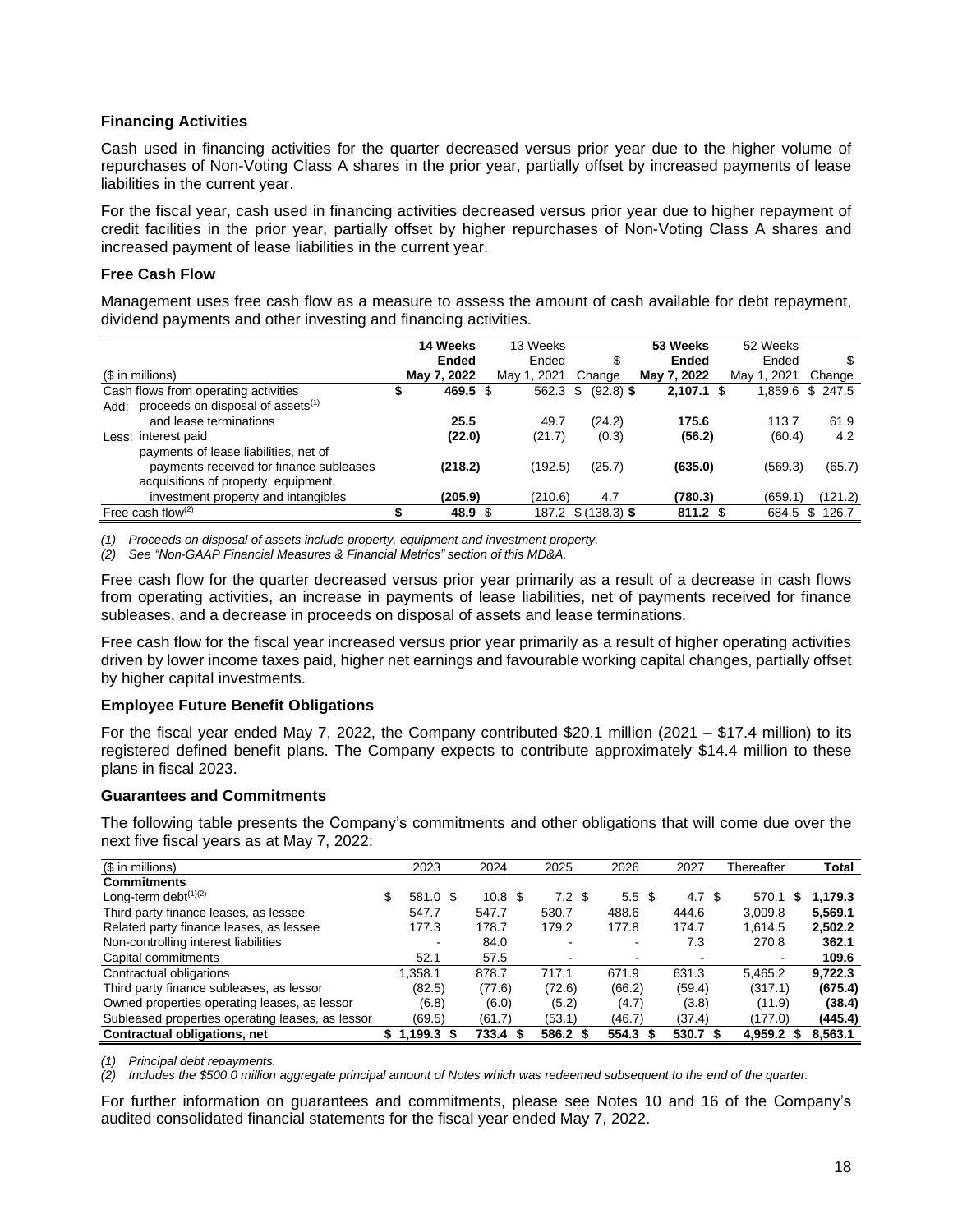### Financing Activities

Cash used in financing activities for the quarter decreased versus prior year due to the higher volume of repurchases of Non-Voting Class A shares in the prior year, partially offset by increased payments of lease liabilities in the current year.

For the fiscal year, cash used in financing activities decreased versus prior year due to higher repayment of credit facilities in the prior year, partially offset by higher repurchases of Non-Voting Class A shares and increased payment of lease liabilities in the current year.

### Free Cash Flow

Management uses free cash flow as a measure to assess the amount of cash available for debt repayment, dividend payments and other investing and financing activities.

| ($ in millions) | **14 Weeks Ended May 7, 2022** | 13 Weeks Ended May 1, 2021 | $ Change | **53 Weeks Ended May 7, 2022** | 52 Weeks Ended May 1, 2021 | $ Change |
|---|---|---|---|---|---|---|
| Cash flows from operating activities | **$ 469.5** | $ 562.3 | $ (92.8) | **$ 2,107.1** | $ 1,859.6 | $ 247.5 |
| Add: proceeds on disposal of assets[(1)] and lease terminations | **25.5** | 49.7 | (24.2) | **175.6** | 113.7 | 61.9 |
| Less: interest paid | **(22.0)** | (21.7) | (0.3) | **(56.2)** | (60.4) | 4.2 |
| payments of lease liabilities, net of payments received for finance subleases | **(218.2)** | (192.5) | (25.7) | **(635.0)** | (569.3) | (65.7) |
| acquisitions of property, equipment, investment property and intangibles | **(205.9)** | (210.6) | 4.7 | **(780.3)** | (659.1) | (121.2) |
| Free cash flow[(2)] | **$ 48.9** | $ 187.2 | $ (138.3) | **$ 811.2** | $ 684.5 | $ 126.7 |

*(1) Proceeds on disposal of assets include property, equipment and investment property.*
*(2) See "Non-GAAP Financial Measures & Financial Metrics" section of this MD&A.*

Free cash flow for the quarter decreased versus prior year primarily as a result of a decrease in cash flows from operating activities, an increase in payments of lease liabilities, net of payments received for finance subleases, and a decrease in proceeds on disposal of assets and lease terminations.

Free cash flow for the fiscal year increased versus prior year primarily as a result of higher operating activities driven by lower income taxes paid, higher net earnings and favourable working capital changes, partially offset by higher capital investments.

### Employee Future Benefit Obligations

For the fiscal year ended May 7, 2022, the Company contributed $20.1 million (2021 – $17.4 million) to its registered defined benefit plans. The Company expects to contribute approximately $14.4 million to these plans in fiscal 2023.

### Guarantees and Commitments

The following table presents the Company's commitments and other obligations that will come due over the next five fiscal years as at May 7, 2022:

| ($ in millions) | 2023 | 2024 | 2025 | 2026 | 2027 | Thereafter | Total |
|---|---|---|---|---|---|---|---|
| **Commitments** | | | | | | | |
| Long-term debt[(1)(2)] | $ 581.0 | $ 10.8 | $ 7.2 | $ 5.5 | $ 4.7 | $ 570.1 | **$ 1,179.3** |
| Third party finance leases, as lessee | 547.7 | 547.7 | 530.7 | 488.6 | 444.6 | 3,009.8 | **5,569.1** |
| Related party finance leases, as lessee | 177.3 | 178.7 | 179.2 | 177.8 | 174.7 | 1,614.5 | **2,502.2** |
| Non-controlling interest liabilities | - | 84.0 | - | - | 7.3 | 270.8 | **362.1** |
| Capital commitments | 52.1 | 57.5 | - | - | - | - | **109.6** |
| Contractual obligations | 1,358.1 | 878.7 | 717.1 | 671.9 | 631.3 | 5,465.2 | **9,722.3** |
| Third party finance subleases, as lessor | (82.5) | (77.6) | (72.6) | (66.2) | (59.4) | (317.1) | **(675.4)** |
| Owned properties operating leases, as lessor | (6.8) | (6.0) | (5.2) | (4.7) | (3.8) | (11.9) | **(38.4)** |
| Subleased properties operating leases, as lessor | (69.5) | (61.7) | (53.1) | (46.7) | (37.4) | (177.0) | **(445.4)** |
| **Contractual obligations, net** | **$ 1,199.3** | **$ 733.4** | **$ 586.2** | **$ 554.3** | **$ 530.7** | **$ 4,959.2** | **$ 8,563.1** |

*(1) Principal debt repayments.*
*(2) Includes the $500.0 million aggregate principal amount of Notes which was redeemed subsequent to the end of the quarter.*

For further information on guarantees and commitments, please see Notes 10 and 16 of the Company's audited consolidated financial statements for the fiscal year ended May 7, 2022.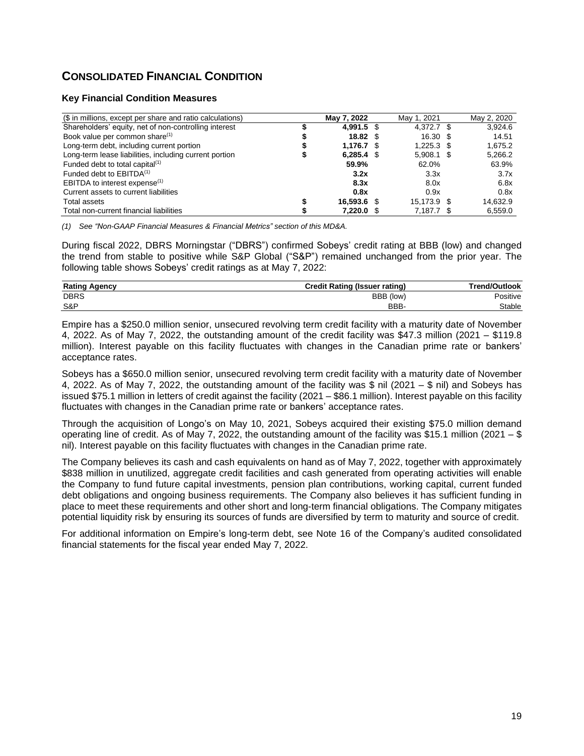# CONSOLIDATED FINANCIAL CONDITION

### Key Financial Condition Measures

| ($ in millions, except per share and ratio calculations) | May 7, 2022 | May 1, 2021 | May 2, 2020 |
|---|---|---|---|
| Shareholders' equity, net of non-controlling interest | **$ 4,991.5** | $ 4,372.7 | $ 3,924.6 |
| Book value per common share[(1)] | **$ 18.82** | $ 16.30 | $ 14.51 |
| Long-term debt, including current portion | **$ 1,176.7** | $ 1,225.3 | $ 1,675.2 |
| Long-term lease liabilities, including current portion | **$ 6,285.4** | $ 5,908.1 | $ 5,266.2 |
| Funded debt to total capital[(1)] | **59.9%** | 62.0% | 63.9% |
| Funded debt to EBITDA[(1)] | **3.2x** | 3.3x | 3.7x |
| EBITDA to interest expense[(1)] | **8.3x** | 8.0x | 6.8x |
| Current assets to current liabilities | **0.8x** | 0.9x | 0.8x |
| Total assets | **$ 16,593.6** | $ 15,173.9 | $ 14,632.9 |
| Total non-current financial liabilities | **$ 7,220.0** | $ 7,187.7 | $ 6,559.0 |

*(1) See "Non-GAAP Financial Measures & Financial Metrics" section of this MD&A.*

During fiscal 2022, DBRS Morningstar ("DBRS") confirmed Sobeys' credit rating at BBB (low) and changed the trend from stable to positive while S&P Global ("S&P") remained unchanged from the prior year. The following table shows Sobeys' credit ratings as at May 7, 2022:

| Rating Agency | Credit Rating (Issuer rating) | Trend/Outlook |
|---|---|---|
| DBRS | BBB (low) | Positive |
| S&P | BBB- | Stable |

Empire has a $250.0 million senior, unsecured revolving term credit facility with a maturity date of November 4, 2022. As of May 7, 2022, the outstanding amount of the credit facility was $47.3 million (2021 – $119.8 million). Interest payable on this facility fluctuates with changes in the Canadian prime rate or bankers' acceptance rates.

Sobeys has a $650.0 million senior, unsecured revolving term credit facility with a maturity date of November 4, 2022. As of May 7, 2022, the outstanding amount of the facility was $ nil (2021 – $ nil) and Sobeys has issued $75.1 million in letters of credit against the facility (2021 – $86.1 million). Interest payable on this facility fluctuates with changes in the Canadian prime rate or bankers' acceptance rates.

Through the acquisition of Longo's on May 10, 2021, Sobeys acquired their existing $75.0 million demand operating line of credit. As of May 7, 2022, the outstanding amount of the facility was $15.1 million (2021 – $ nil). Interest payable on this facility fluctuates with changes in the Canadian prime rate.

The Company believes its cash and cash equivalents on hand as of May 7, 2022, together with approximately $838 million in unutilized, aggregate credit facilities and cash generated from operating activities will enable the Company to fund future capital investments, pension plan contributions, working capital, current funded debt obligations and ongoing business requirements. The Company also believes it has sufficient funding in place to meet these requirements and other short and long-term financial obligations. The Company mitigates potential liquidity risk by ensuring its sources of funds are diversified by term to maturity and source of credit.

For additional information on Empire's long-term debt, see Note 16 of the Company's audited consolidated financial statements for the fiscal year ended May 7, 2022.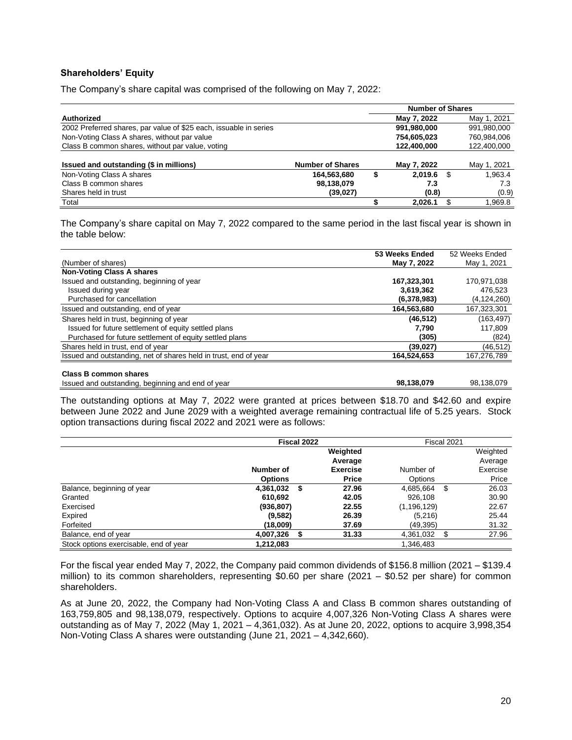### Shareholders' Equity

The Company's share capital was comprised of the following on May 7, 2022:

| Authorized | | Number of Shares May 7, 2022 | May 1, 2021 |
|---|---|---|---|
| 2002 Preferred shares, par value of $25 each, issuable in series | | 991,980,000 | 991,980,000 |
| Non-Voting Class A shares, without par value | | 754,605,023 | 760,984,006 |
| Class B common shares, without par value, voting | | 122,400,000 | 122,400,000 |
| **Issued and outstanding ($ in millions)** | **Number of Shares** | **May 7, 2022** | **May 1, 2021** |
| Non-Voting Class A shares | 164,563,680 | $ 2,019.6 | $ 1,963.4 |
| Class B common shares | 98,138,079 | 7.3 | 7.3 |
| Shares held in trust | (39,027) | (0.8) | (0.9) |
| Total | | $ 2,026.1 | $ 1,969.8 |

The Company's share capital on May 7, 2022 compared to the same period in the last fiscal year is shown in the table below:

| (Number of shares) | 53 Weeks Ended May 7, 2022 | 52 Weeks Ended May 1, 2021 |
|---|---|---|
| **Non-Voting Class A shares** | | |
| Issued and outstanding, beginning of year | 167,323,301 | 170,971,038 |
| Issued during year | 3,619,362 | 476,523 |
| Purchased for cancellation | (6,378,983) | (4,124,260) |
| Issued and outstanding, end of year | 164,563,680 | 167,323,301 |
| Shares held in trust, beginning of year | (46,512) | (163,497) |
| Issued for future settlement of equity settled plans | 7,790 | 117,809 |
| Purchased for future settlement of equity settled plans | (305) | (824) |
| Shares held in trust, end of year | (39,027) | (46,512) |
| Issued and outstanding, net of shares held in trust, end of year | 164,524,653 | 167,276,789 |
| **Class B common shares** | | |
| Issued and outstanding, beginning and end of year | 98,138,079 | 98,138,079 |

The outstanding options at May 7, 2022 were granted at prices between $18.70 and $42.60 and expire between June 2022 and June 2029 with a weighted average remaining contractual life of 5.25 years. Stock option transactions during fiscal 2022 and 2021 were as follows:

| | Fiscal 2022 | | Fiscal 2021 | |
|---|---|---|---|---|
| | Number of Options | Weighted Average Exercise Price | Number of Options | Weighted Average Exercise Price |
| Balance, beginning of year | 4,361,032 | $ 27.96 | 4,685,664 | $ 26.03 |
| Granted | 610,692 | 42.05 | 926,108 | 30.90 |
| Exercised | (936,807) | 22.55 | (1,196,129) | 22.67 |
| Expired | (9,582) | 26.39 | (5,216) | 25.44 |
| Forfeited | (18,009) | 37.69 | (49,395) | 31.32 |
| Balance, end of year | 4,007,326 | $ 31.33 | 4,361,032 | $ 27.96 |
| Stock options exercisable, end of year | 1,212,083 | | 1,346,483 | |

For the fiscal year ended May 7, 2022, the Company paid common dividends of $156.8 million (2021 – $139.4 million) to its common shareholders, representing $0.60 per share (2021 – $0.52 per share) for common shareholders.

As at June 20, 2022, the Company had Non-Voting Class A and Class B common shares outstanding of 163,759,805 and 98,138,079, respectively. Options to acquire 4,007,326 Non-Voting Class A shares were outstanding as of May 7, 2022 (May 1, 2021 – 4,361,032). As at June 20, 2022, options to acquire 3,998,354 Non-Voting Class A shares were outstanding (June 21, 2021 – 4,342,660).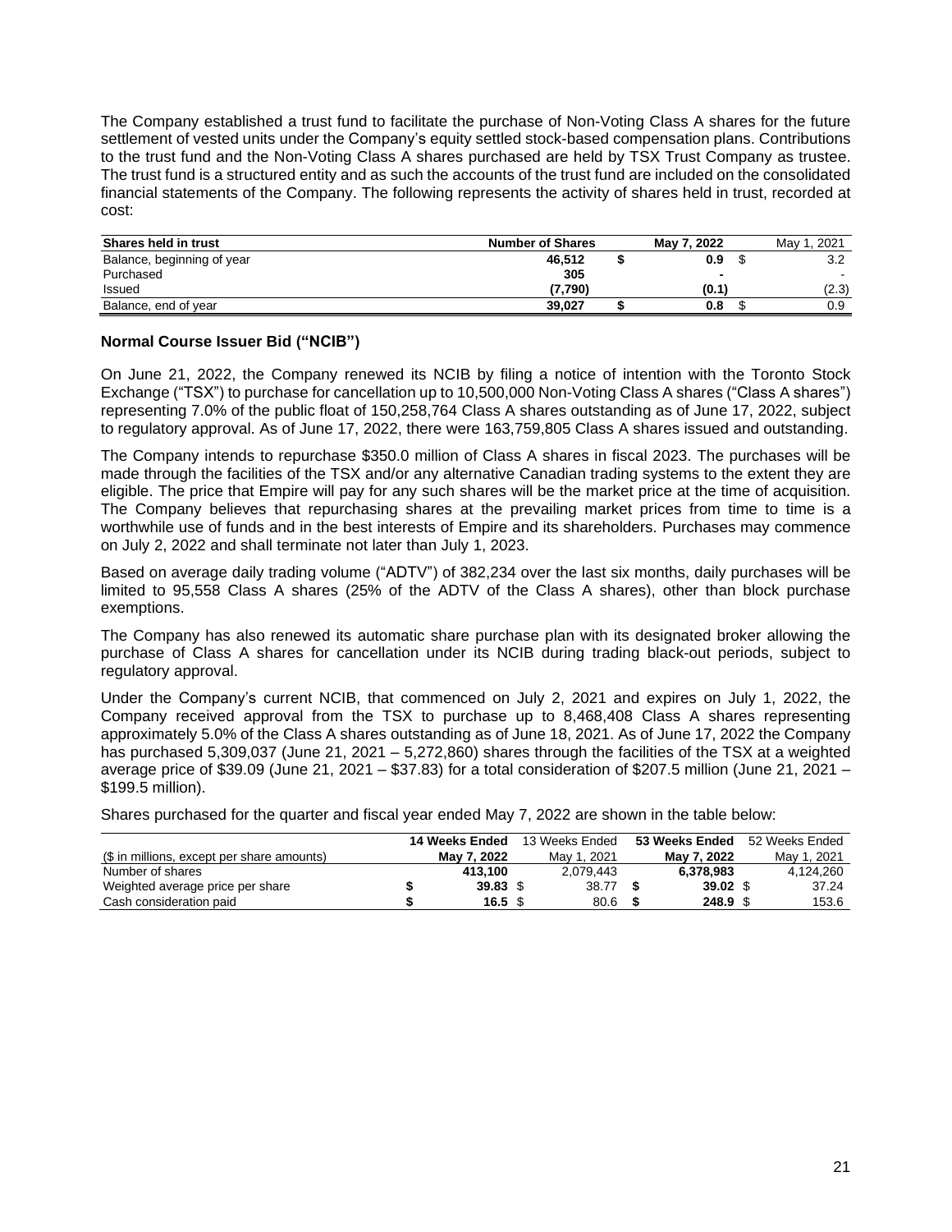The Company established a trust fund to facilitate the purchase of Non-Voting Class A shares for the future settlement of vested units under the Company's equity settled stock-based compensation plans. Contributions to the trust fund and the Non-Voting Class A shares purchased are held by TSX Trust Company as trustee. The trust fund is a structured entity and as such the accounts of the trust fund are included on the consolidated financial statements of the Company. The following represents the activity of shares held in trust, recorded at cost:

| Shares held in trust | Number of Shares | May 7, 2022 | May 1, 2021 |
|---|---|---|---|
| Balance, beginning of year | **46,512** | **$ 0.9** | $ 3.2 |
| Purchased | **305** | **-** | - |
| Issued | **(7,790)** | **(0.1)** | (2.3) |
| Balance, end of year | **39,027** | **$ 0.8** | $ 0.9 |

### Normal Course Issuer Bid ("NCIB")

On June 21, 2022, the Company renewed its NCIB by filing a notice of intention with the Toronto Stock Exchange ("TSX") to purchase for cancellation up to 10,500,000 Non-Voting Class A shares ("Class A shares") representing 7.0% of the public float of 150,258,764 Class A shares outstanding as of June 17, 2022, subject to regulatory approval. As of June 17, 2022, there were 163,759,805 Class A shares issued and outstanding.

The Company intends to repurchase $350.0 million of Class A shares in fiscal 2023. The purchases will be made through the facilities of the TSX and/or any alternative Canadian trading systems to the extent they are eligible. The price that Empire will pay for any such shares will be the market price at the time of acquisition. The Company believes that repurchasing shares at the prevailing market prices from time to time is a worthwhile use of funds and in the best interests of Empire and its shareholders. Purchases may commence on July 2, 2022 and shall terminate not later than July 1, 2023.

Based on average daily trading volume ("ADTV") of 382,234 over the last six months, daily purchases will be limited to 95,558 Class A shares (25% of the ADTV of the Class A shares), other than block purchase exemptions.

The Company has also renewed its automatic share purchase plan with its designated broker allowing the purchase of Class A shares for cancellation under its NCIB during trading black-out periods, subject to regulatory approval.

Under the Company's current NCIB, that commenced on July 2, 2021 and expires on July 1, 2022, the Company received approval from the TSX to purchase up to 8,468,408 Class A shares representing approximately 5.0% of the Class A shares outstanding as of June 18, 2021. As of June 17, 2022 the Company has purchased 5,309,037 (June 21, 2021 – 5,272,860) shares through the facilities of the TSX at a weighted average price of $39.09 (June 21, 2021 – $37.83) for a total consideration of $207.5 million (June 21, 2021 – $199.5 million).

Shares purchased for the quarter and fiscal year ended May 7, 2022 are shown in the table below:

| ($ in millions, except per share amounts) | 14 Weeks Ended May 7, 2022 | 13 Weeks Ended May 1, 2021 | 53 Weeks Ended May 7, 2022 | 52 Weeks Ended May 1, 2021 |
|---|---|---|---|---|
| Number of shares | **413,100** | 2,079,443 | **6,378,983** | 4,124,260 |
| Weighted average price per share | **$ 39.83** | $ 38.77 | **$ 39.02** | $ 37.24 |
| Cash consideration paid | **$ 16.5** | $ 80.6 | **$ 248.9** | $ 153.6 |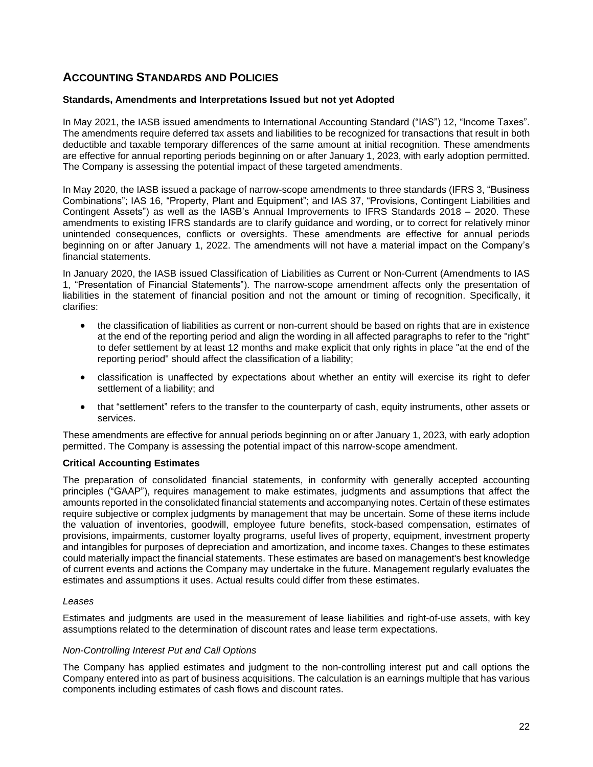## ACCOUNTING STANDARDS AND POLICIES

### Standards, Amendments and Interpretations Issued but not yet Adopted

In May 2021, the IASB issued amendments to International Accounting Standard ("IAS") 12, "Income Taxes". The amendments require deferred tax assets and liabilities to be recognized for transactions that result in both deductible and taxable temporary differences of the same amount at initial recognition. These amendments are effective for annual reporting periods beginning on or after January 1, 2023, with early adoption permitted. The Company is assessing the potential impact of these targeted amendments.

In May 2020, the IASB issued a package of narrow-scope amendments to three standards (IFRS 3, "Business Combinations"; IAS 16, "Property, Plant and Equipment"; and IAS 37, "Provisions, Contingent Liabilities and Contingent Assets") as well as the IASB's Annual Improvements to IFRS Standards 2018 – 2020. These amendments to existing IFRS standards are to clarify guidance and wording, or to correct for relatively minor unintended consequences, conflicts or oversights. These amendments are effective for annual periods beginning on or after January 1, 2022. The amendments will not have a material impact on the Company's financial statements.

In January 2020, the IASB issued Classification of Liabilities as Current or Non-Current (Amendments to IAS 1, "Presentation of Financial Statements"). The narrow-scope amendment affects only the presentation of liabilities in the statement of financial position and not the amount or timing of recognition. Specifically, it clarifies:

- the classification of liabilities as current or non-current should be based on rights that are in existence at the end of the reporting period and align the wording in all affected paragraphs to refer to the "right" to defer settlement by at least 12 months and make explicit that only rights in place "at the end of the reporting period" should affect the classification of a liability;
- classification is unaffected by expectations about whether an entity will exercise its right to defer settlement of a liability; and
- that "settlement" refers to the transfer to the counterparty of cash, equity instruments, other assets or services.

These amendments are effective for annual periods beginning on or after January 1, 2023, with early adoption permitted. The Company is assessing the potential impact of this narrow-scope amendment.

### Critical Accounting Estimates

The preparation of consolidated financial statements, in conformity with generally accepted accounting principles ("GAAP"), requires management to make estimates, judgments and assumptions that affect the amounts reported in the consolidated financial statements and accompanying notes. Certain of these estimates require subjective or complex judgments by management that may be uncertain. Some of these items include the valuation of inventories, goodwill, employee future benefits, stock-based compensation, estimates of provisions, impairments, customer loyalty programs, useful lives of property, equipment, investment property and intangibles for purposes of depreciation and amortization, and income taxes. Changes to these estimates could materially impact the financial statements. These estimates are based on management's best knowledge of current events and actions the Company may undertake in the future. Management regularly evaluates the estimates and assumptions it uses. Actual results could differ from these estimates.

*Leases*

Estimates and judgments are used in the measurement of lease liabilities and right-of-use assets, with key assumptions related to the determination of discount rates and lease term expectations.

*Non-Controlling Interest Put and Call Options*

The Company has applied estimates and judgment to the non-controlling interest put and call options the Company entered into as part of business acquisitions. The calculation is an earnings multiple that has various components including estimates of cash flows and discount rates.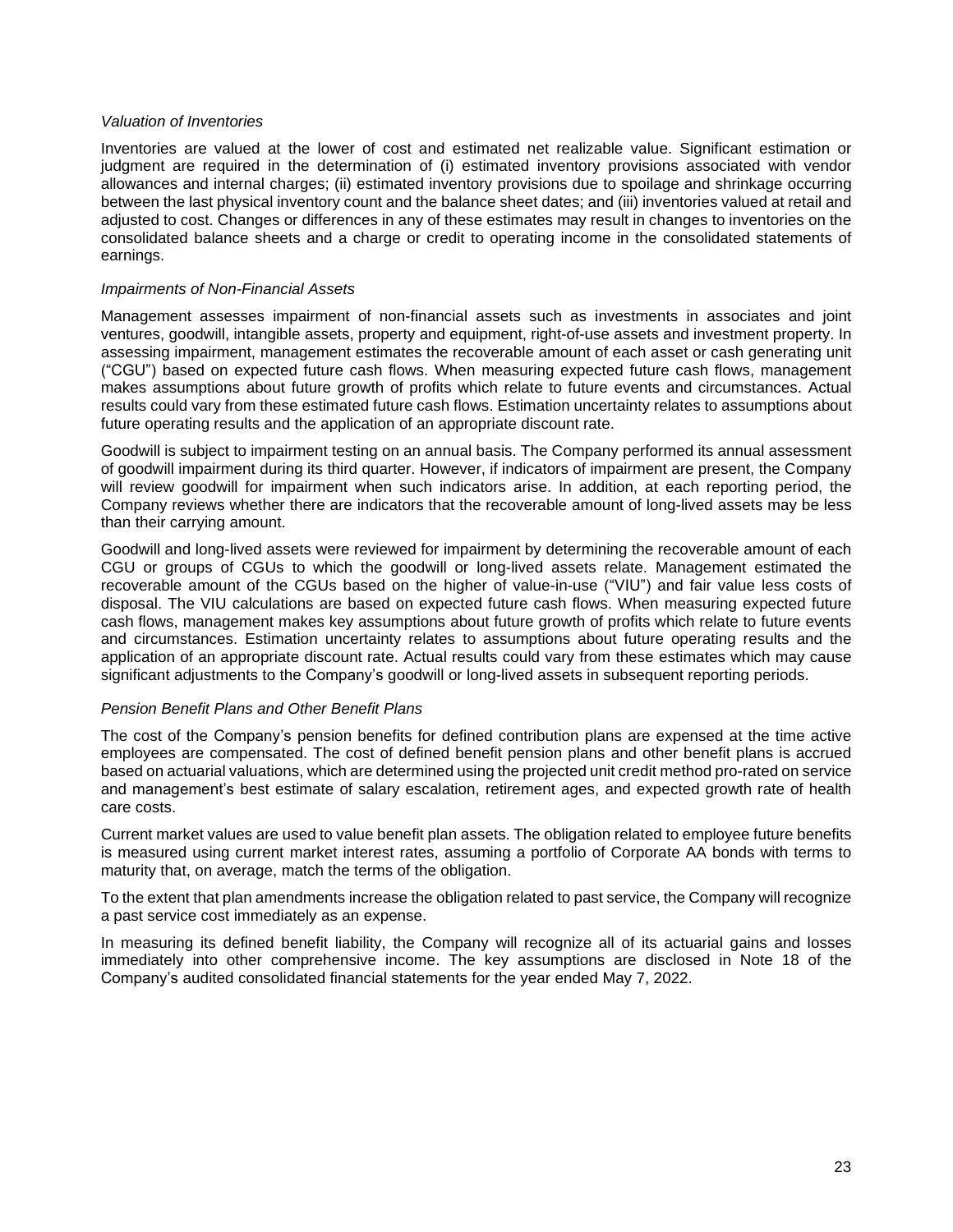*Valuation of Inventories*

Inventories are valued at the lower of cost and estimated net realizable value. Significant estimation or judgment are required in the determination of (i) estimated inventory provisions associated with vendor allowances and internal charges; (ii) estimated inventory provisions due to spoilage and shrinkage occurring between the last physical inventory count and the balance sheet dates; and (iii) inventories valued at retail and adjusted to cost. Changes or differences in any of these estimates may result in changes to inventories on the consolidated balance sheets and a charge or credit to operating income in the consolidated statements of earnings.

*Impairments of Non-Financial Assets*

Management assesses impairment of non-financial assets such as investments in associates and joint ventures, goodwill, intangible assets, property and equipment, right-of-use assets and investment property. In assessing impairment, management estimates the recoverable amount of each asset or cash generating unit ("CGU") based on expected future cash flows. When measuring expected future cash flows, management makes assumptions about future growth of profits which relate to future events and circumstances. Actual results could vary from these estimated future cash flows. Estimation uncertainty relates to assumptions about future operating results and the application of an appropriate discount rate.

Goodwill is subject to impairment testing on an annual basis. The Company performed its annual assessment of goodwill impairment during its third quarter. However, if indicators of impairment are present, the Company will review goodwill for impairment when such indicators arise. In addition, at each reporting period, the Company reviews whether there are indicators that the recoverable amount of long-lived assets may be less than their carrying amount.

Goodwill and long-lived assets were reviewed for impairment by determining the recoverable amount of each CGU or groups of CGUs to which the goodwill or long-lived assets relate. Management estimated the recoverable amount of the CGUs based on the higher of value-in-use ("VIU") and fair value less costs of disposal. The VIU calculations are based on expected future cash flows. When measuring expected future cash flows, management makes key assumptions about future growth of profits which relate to future events and circumstances. Estimation uncertainty relates to assumptions about future operating results and the application of an appropriate discount rate. Actual results could vary from these estimates which may cause significant adjustments to the Company's goodwill or long-lived assets in subsequent reporting periods.

*Pension Benefit Plans and Other Benefit Plans*

The cost of the Company's pension benefits for defined contribution plans are expensed at the time active employees are compensated. The cost of defined benefit pension plans and other benefit plans is accrued based on actuarial valuations, which are determined using the projected unit credit method pro-rated on service and management's best estimate of salary escalation, retirement ages, and expected growth rate of health care costs.

Current market values are used to value benefit plan assets. The obligation related to employee future benefits is measured using current market interest rates, assuming a portfolio of Corporate AA bonds with terms to maturity that, on average, match the terms of the obligation.

To the extent that plan amendments increase the obligation related to past service, the Company will recognize a past service cost immediately as an expense.

In measuring its defined benefit liability, the Company will recognize all of its actuarial gains and losses immediately into other comprehensive income. The key assumptions are disclosed in Note 18 of the Company's audited consolidated financial statements for the year ended May 7, 2022.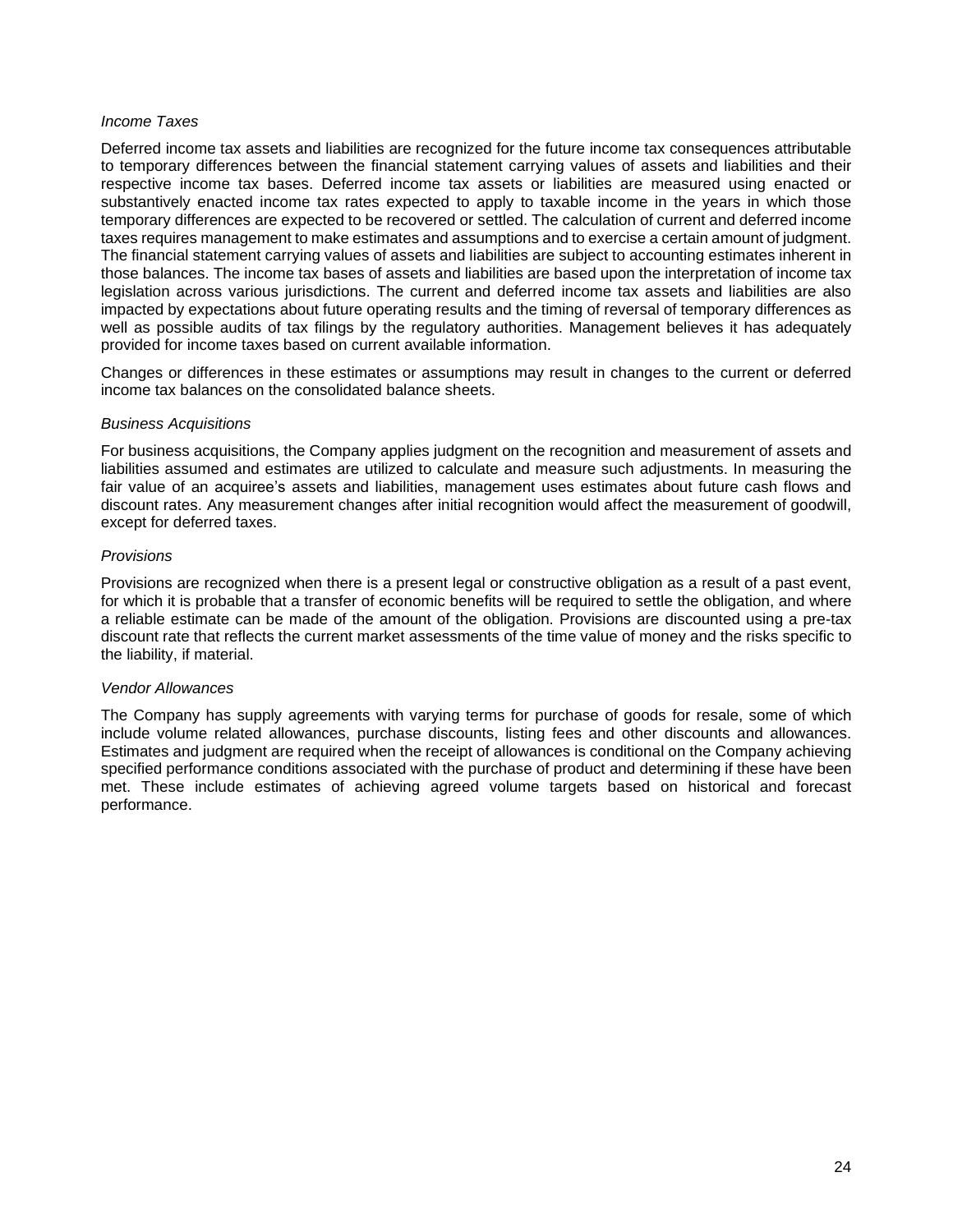*Income Taxes*

Deferred income tax assets and liabilities are recognized for the future income tax consequences attributable to temporary differences between the financial statement carrying values of assets and liabilities and their respective income tax bases. Deferred income tax assets or liabilities are measured using enacted or substantively enacted income tax rates expected to apply to taxable income in the years in which those temporary differences are expected to be recovered or settled. The calculation of current and deferred income taxes requires management to make estimates and assumptions and to exercise a certain amount of judgment. The financial statement carrying values of assets and liabilities are subject to accounting estimates inherent in those balances. The income tax bases of assets and liabilities are based upon the interpretation of income tax legislation across various jurisdictions. The current and deferred income tax assets and liabilities are also impacted by expectations about future operating results and the timing of reversal of temporary differences as well as possible audits of tax filings by the regulatory authorities. Management believes it has adequately provided for income taxes based on current available information.

Changes or differences in these estimates or assumptions may result in changes to the current or deferred income tax balances on the consolidated balance sheets.

*Business Acquisitions*

For business acquisitions, the Company applies judgment on the recognition and measurement of assets and liabilities assumed and estimates are utilized to calculate and measure such adjustments. In measuring the fair value of an acquiree's assets and liabilities, management uses estimates about future cash flows and discount rates. Any measurement changes after initial recognition would affect the measurement of goodwill, except for deferred taxes.

*Provisions*

Provisions are recognized when there is a present legal or constructive obligation as a result of a past event, for which it is probable that a transfer of economic benefits will be required to settle the obligation, and where a reliable estimate can be made of the amount of the obligation. Provisions are discounted using a pre-tax discount rate that reflects the current market assessments of the time value of money and the risks specific to the liability, if material.

*Vendor Allowances*

The Company has supply agreements with varying terms for purchase of goods for resale, some of which include volume related allowances, purchase discounts, listing fees and other discounts and allowances. Estimates and judgment are required when the receipt of allowances is conditional on the Company achieving specified performance conditions associated with the purchase of product and determining if these have been met. These include estimates of achieving agreed volume targets based on historical and forecast performance.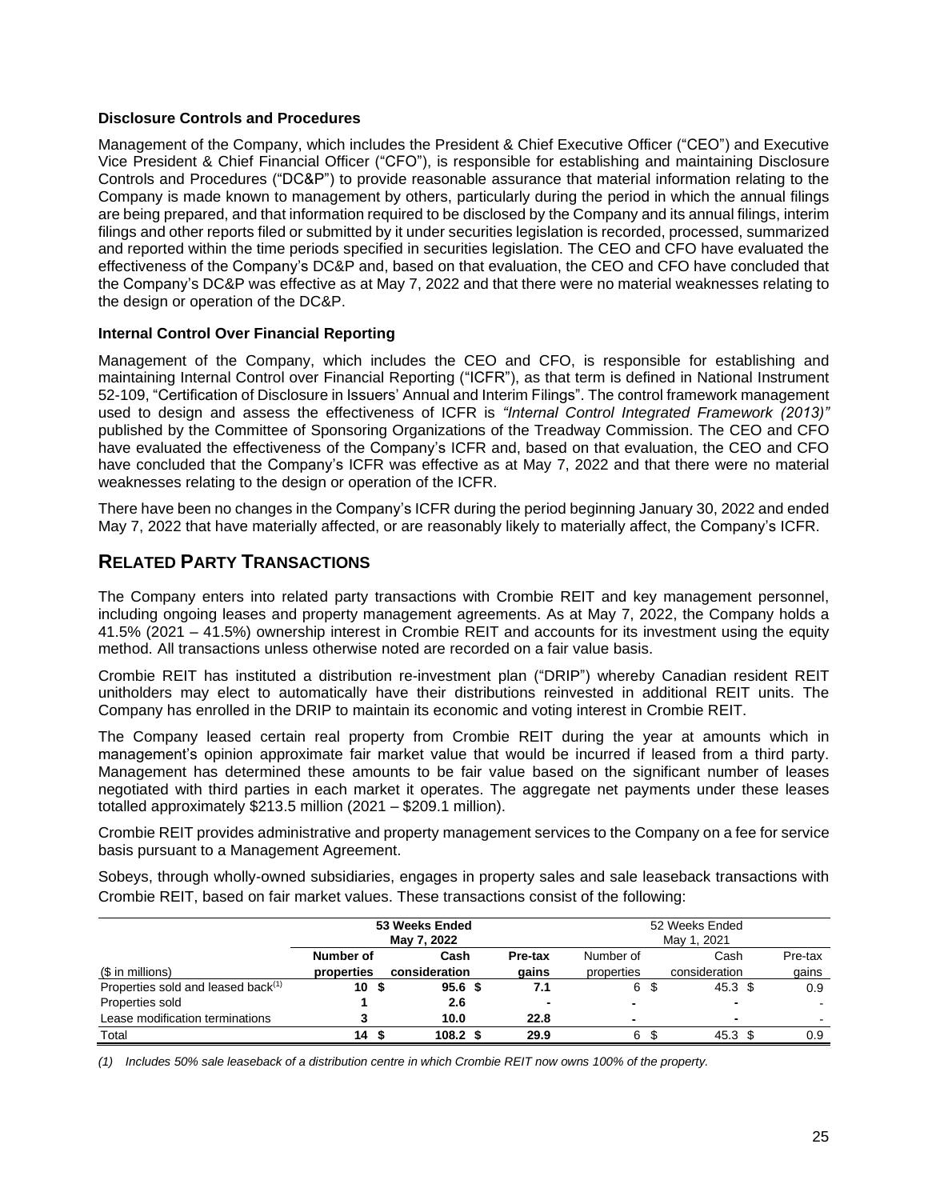**Disclosure Controls and Procedures**

Management of the Company, which includes the President & Chief Executive Officer ("CEO") and Executive Vice President & Chief Financial Officer ("CFO"), is responsible for establishing and maintaining Disclosure Controls and Procedures ("DC&P") to provide reasonable assurance that material information relating to the Company is made known to management by others, particularly during the period in which the annual filings are being prepared, and that information required to be disclosed by the Company and its annual filings, interim filings and other reports filed or submitted by it under securities legislation is recorded, processed, summarized and reported within the time periods specified in securities legislation. The CEO and CFO have evaluated the effectiveness of the Company's DC&P and, based on that evaluation, the CEO and CFO have concluded that the Company's DC&P was effective as at May 7, 2022 and that there were no material weaknesses relating to the design or operation of the DC&P.

**Internal Control Over Financial Reporting**

Management of the Company, which includes the CEO and CFO, is responsible for establishing and maintaining Internal Control over Financial Reporting ("ICFR"), as that term is defined in National Instrument 52-109, "Certification of Disclosure in Issuers' Annual and Interim Filings". The control framework management used to design and assess the effectiveness of ICFR is *"Internal Control Integrated Framework (2013)"* published by the Committee of Sponsoring Organizations of the Treadway Commission. The CEO and CFO have evaluated the effectiveness of the Company's ICFR and, based on that evaluation, the CEO and CFO have concluded that the Company's ICFR was effective as at May 7, 2022 and that there were no material weaknesses relating to the design or operation of the ICFR.

There have been no changes in the Company's ICFR during the period beginning January 30, 2022 and ended May 7, 2022 that have materially affected, or are reasonably likely to materially affect, the Company's ICFR.

## RELATED PARTY TRANSACTIONS

The Company enters into related party transactions with Crombie REIT and key management personnel, including ongoing leases and property management agreements. As at May 7, 2022, the Company holds a 41.5% (2021 – 41.5%) ownership interest in Crombie REIT and accounts for its investment using the equity method. All transactions unless otherwise noted are recorded on a fair value basis.

Crombie REIT has instituted a distribution re-investment plan ("DRIP") whereby Canadian resident REIT unitholders may elect to automatically have their distributions reinvested in additional REIT units. The Company has enrolled in the DRIP to maintain its economic and voting interest in Crombie REIT.

The Company leased certain real property from Crombie REIT during the year at amounts which in management's opinion approximate fair market value that would be incurred if leased from a third party. Management has determined these amounts to be fair value based on the significant number of leases negotiated with third parties in each market it operates. The aggregate net payments under these leases totalled approximately $213.5 million (2021 – $209.1 million).

Crombie REIT provides administrative and property management services to the Company on a fee for service basis pursuant to a Management Agreement.

Sobeys, through wholly-owned subsidiaries, engages in property sales and sale leaseback transactions with Crombie REIT, based on fair market values. These transactions consist of the following:

| | **53 Weeks Ended May 7, 2022** | | | 52 Weeks Ended May 1, 2021 | | |
|---|---|---|---|---|---|---|
| ($ in millions) | **Number of properties** | **Cash consideration** | **Pre-tax gains** | Number of properties | Cash consideration | Pre-tax gains |
| Properties sold and leased back[(1)] | **10** | **$ 95.6** | **$ 7.1** | 6 | $ 45.3 | $ 0.9 |
| Properties sold | **1** | **2.6** | **-** | - | - | - |
| Lease modification terminations | **3** | **10.0** | **22.8** | - | - | - |
| Total | **14** | **$ 108.2** | **$ 29.9** | 6 | $ 45.3 | $ 0.9 |

*(1) Includes 50% sale leaseback of a distribution centre in which Crombie REIT now owns 100% of the property.*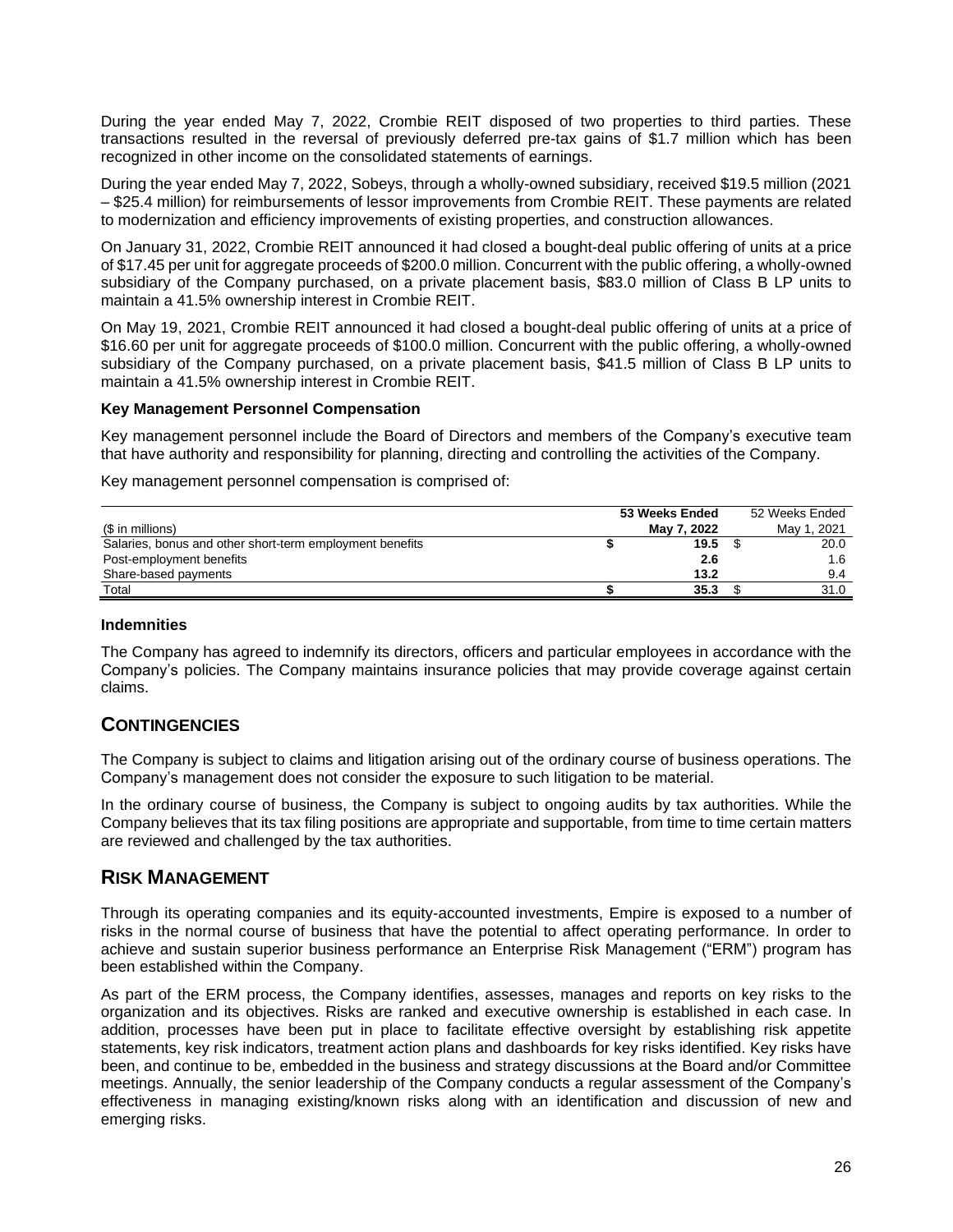During the year ended May 7, 2022, Crombie REIT disposed of two properties to third parties. These transactions resulted in the reversal of previously deferred pre-tax gains of $1.7 million which has been recognized in other income on the consolidated statements of earnings.

During the year ended May 7, 2022, Sobeys, through a wholly-owned subsidiary, received $19.5 million (2021 – $25.4 million) for reimbursements of lessor improvements from Crombie REIT. These payments are related to modernization and efficiency improvements of existing properties, and construction allowances.

On January 31, 2022, Crombie REIT announced it had closed a bought-deal public offering of units at a price of $17.45 per unit for aggregate proceeds of $200.0 million. Concurrent with the public offering, a wholly-owned subsidiary of the Company purchased, on a private placement basis, $83.0 million of Class B LP units to maintain a 41.5% ownership interest in Crombie REIT.

On May 19, 2021, Crombie REIT announced it had closed a bought-deal public offering of units at a price of $16.60 per unit for aggregate proceeds of $100.0 million. Concurrent with the public offering, a wholly-owned subsidiary of the Company purchased, on a private placement basis, $41.5 million of Class B LP units to maintain a 41.5% ownership interest in Crombie REIT.

**Key Management Personnel Compensation**

Key management personnel include the Board of Directors and members of the Company's executive team that have authority and responsibility for planning, directing and controlling the activities of the Company.

Key management personnel compensation is comprised of:

| ($ in millions) | **53 Weeks Ended May 7, 2022** | 52 Weeks Ended May 1, 2021 |
|---|---|---|
| Salaries, bonus and other short-term employment benefits | **$ 19.5** | $ 20.0 |
| Post-employment benefits | **2.6** | 1.6 |
| Share-based payments | **13.2** | 9.4 |
| Total | **$ 35.3** | $ 31.0 |

**Indemnities**

The Company has agreed to indemnify its directors, officers and particular employees in accordance with the Company's policies. The Company maintains insurance policies that may provide coverage against certain claims.

## CONTINGENCIES

The Company is subject to claims and litigation arising out of the ordinary course of business operations. The Company's management does not consider the exposure to such litigation to be material.

In the ordinary course of business, the Company is subject to ongoing audits by tax authorities. While the Company believes that its tax filing positions are appropriate and supportable, from time to time certain matters are reviewed and challenged by the tax authorities.

## RISK MANAGEMENT

Through its operating companies and its equity-accounted investments, Empire is exposed to a number of risks in the normal course of business that have the potential to affect operating performance. In order to achieve and sustain superior business performance an Enterprise Risk Management ("ERM") program has been established within the Company.

As part of the ERM process, the Company identifies, assesses, manages and reports on key risks to the organization and its objectives. Risks are ranked and executive ownership is established in each case. In addition, processes have been put in place to facilitate effective oversight by establishing risk appetite statements, key risk indicators, treatment action plans and dashboards for key risks identified. Key risks have been, and continue to be, embedded in the business and strategy discussions at the Board and/or Committee meetings. Annually, the senior leadership of the Company conducts a regular assessment of the Company's effectiveness in managing existing/known risks along with an identification and discussion of new and emerging risks.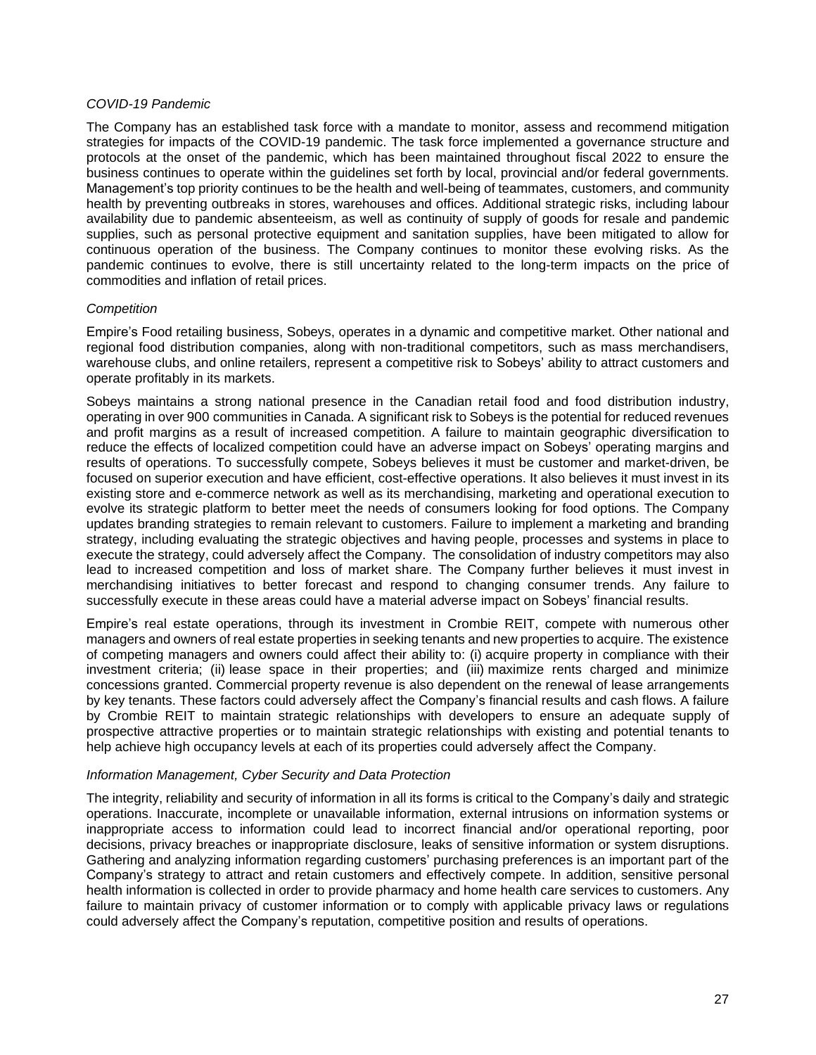*COVID-19 Pandemic*

The Company has an established task force with a mandate to monitor, assess and recommend mitigation strategies for impacts of the COVID-19 pandemic. The task force implemented a governance structure and protocols at the onset of the pandemic, which has been maintained throughout fiscal 2022 to ensure the business continues to operate within the guidelines set forth by local, provincial and/or federal governments. Management's top priority continues to be the health and well-being of teammates, customers, and community health by preventing outbreaks in stores, warehouses and offices. Additional strategic risks, including labour availability due to pandemic absenteeism, as well as continuity of supply of goods for resale and pandemic supplies, such as personal protective equipment and sanitation supplies, have been mitigated to allow for continuous operation of the business. The Company continues to monitor these evolving risks. As the pandemic continues to evolve, there is still uncertainty related to the long-term impacts on the price of commodities and inflation of retail prices.

*Competition*

Empire's Food retailing business, Sobeys, operates in a dynamic and competitive market. Other national and regional food distribution companies, along with non-traditional competitors, such as mass merchandisers, warehouse clubs, and online retailers, represent a competitive risk to Sobeys' ability to attract customers and operate profitably in its markets.

Sobeys maintains a strong national presence in the Canadian retail food and food distribution industry, operating in over 900 communities in Canada. A significant risk to Sobeys is the potential for reduced revenues and profit margins as a result of increased competition. A failure to maintain geographic diversification to reduce the effects of localized competition could have an adverse impact on Sobeys' operating margins and results of operations. To successfully compete, Sobeys believes it must be customer and market-driven, be focused on superior execution and have efficient, cost-effective operations. It also believes it must invest in its existing store and e-commerce network as well as its merchandising, marketing and operational execution to evolve its strategic platform to better meet the needs of consumers looking for food options. The Company updates branding strategies to remain relevant to customers. Failure to implement a marketing and branding strategy, including evaluating the strategic objectives and having people, processes and systems in place to execute the strategy, could adversely affect the Company. The consolidation of industry competitors may also lead to increased competition and loss of market share. The Company further believes it must invest in merchandising initiatives to better forecast and respond to changing consumer trends. Any failure to successfully execute in these areas could have a material adverse impact on Sobeys' financial results.

Empire's real estate operations, through its investment in Crombie REIT, compete with numerous other managers and owners of real estate properties in seeking tenants and new properties to acquire. The existence of competing managers and owners could affect their ability to: (i) acquire property in compliance with their investment criteria; (ii) lease space in their properties; and (iii) maximize rents charged and minimize concessions granted. Commercial property revenue is also dependent on the renewal of lease arrangements by key tenants. These factors could adversely affect the Company's financial results and cash flows. A failure by Crombie REIT to maintain strategic relationships with developers to ensure an adequate supply of prospective attractive properties or to maintain strategic relationships with existing and potential tenants to help achieve high occupancy levels at each of its properties could adversely affect the Company.

*Information Management, Cyber Security and Data Protection*

The integrity, reliability and security of information in all its forms is critical to the Company's daily and strategic operations. Inaccurate, incomplete or unavailable information, external intrusions on information systems or inappropriate access to information could lead to incorrect financial and/or operational reporting, poor decisions, privacy breaches or inappropriate disclosure, leaks of sensitive information or system disruptions. Gathering and analyzing information regarding customers' purchasing preferences is an important part of the Company's strategy to attract and retain customers and effectively compete. In addition, sensitive personal health information is collected in order to provide pharmacy and home health care services to customers. Any failure to maintain privacy of customer information or to comply with applicable privacy laws or regulations could adversely affect the Company's reputation, competitive position and results of operations.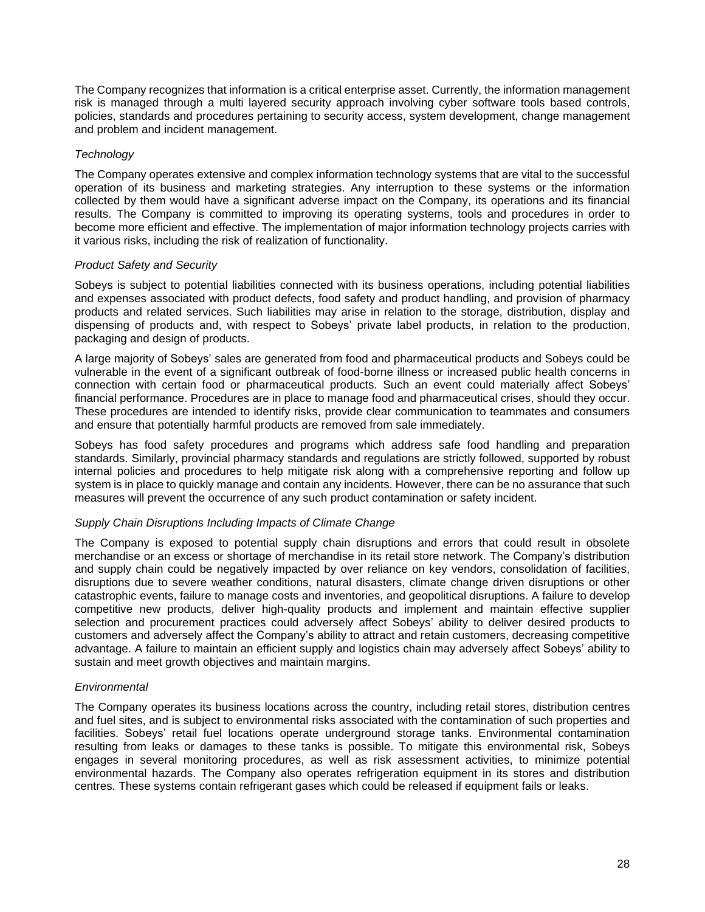The Company recognizes that information is a critical enterprise asset. Currently, the information management risk is managed through a multi layered security approach involving cyber software tools based controls, policies, standards and procedures pertaining to security access, system development, change management and problem and incident management.

*Technology*

The Company operates extensive and complex information technology systems that are vital to the successful operation of its business and marketing strategies. Any interruption to these systems or the information collected by them would have a significant adverse impact on the Company, its operations and its financial results. The Company is committed to improving its operating systems, tools and procedures in order to become more efficient and effective. The implementation of major information technology projects carries with it various risks, including the risk of realization of functionality.

*Product Safety and Security*

Sobeys is subject to potential liabilities connected with its business operations, including potential liabilities and expenses associated with product defects, food safety and product handling, and provision of pharmacy products and related services. Such liabilities may arise in relation to the storage, distribution, display and dispensing of products and, with respect to Sobeys' private label products, in relation to the production, packaging and design of products.

A large majority of Sobeys' sales are generated from food and pharmaceutical products and Sobeys could be vulnerable in the event of a significant outbreak of food-borne illness or increased public health concerns in connection with certain food or pharmaceutical products. Such an event could materially affect Sobeys' financial performance. Procedures are in place to manage food and pharmaceutical crises, should they occur. These procedures are intended to identify risks, provide clear communication to teammates and consumers and ensure that potentially harmful products are removed from sale immediately.

Sobeys has food safety procedures and programs which address safe food handling and preparation standards. Similarly, provincial pharmacy standards and regulations are strictly followed, supported by robust internal policies and procedures to help mitigate risk along with a comprehensive reporting and follow up system is in place to quickly manage and contain any incidents. However, there can be no assurance that such measures will prevent the occurrence of any such product contamination or safety incident.

*Supply Chain Disruptions Including Impacts of Climate Change*

The Company is exposed to potential supply chain disruptions and errors that could result in obsolete merchandise or an excess or shortage of merchandise in its retail store network. The Company's distribution and supply chain could be negatively impacted by over reliance on key vendors, consolidation of facilities, disruptions due to severe weather conditions, natural disasters, climate change driven disruptions or other catastrophic events, failure to manage costs and inventories, and geopolitical disruptions. A failure to develop competitive new products, deliver high-quality products and implement and maintain effective supplier selection and procurement practices could adversely affect Sobeys' ability to deliver desired products to customers and adversely affect the Company's ability to attract and retain customers, decreasing competitive advantage. A failure to maintain an efficient supply and logistics chain may adversely affect Sobeys' ability to sustain and meet growth objectives and maintain margins.

*Environmental*

The Company operates its business locations across the country, including retail stores, distribution centres and fuel sites, and is subject to environmental risks associated with the contamination of such properties and facilities. Sobeys' retail fuel locations operate underground storage tanks. Environmental contamination resulting from leaks or damages to these tanks is possible. To mitigate this environmental risk, Sobeys engages in several monitoring procedures, as well as risk assessment activities, to minimize potential environmental hazards. The Company also operates refrigeration equipment in its stores and distribution centres. These systems contain refrigerant gases which could be released if equipment fails or leaks.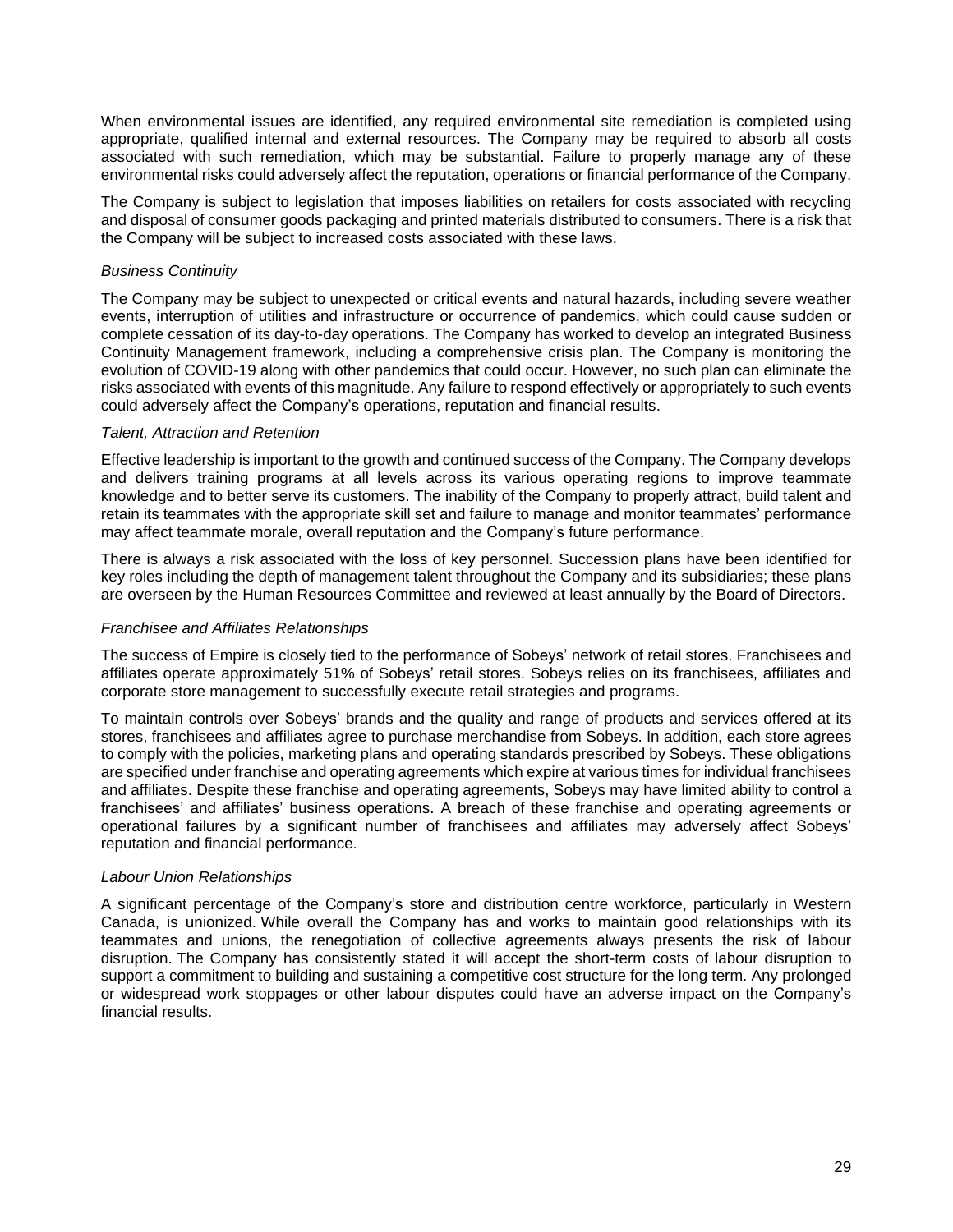When environmental issues are identified, any required environmental site remediation is completed using appropriate, qualified internal and external resources. The Company may be required to absorb all costs associated with such remediation, which may be substantial. Failure to properly manage any of these environmental risks could adversely affect the reputation, operations or financial performance of the Company.

The Company is subject to legislation that imposes liabilities on retailers for costs associated with recycling and disposal of consumer goods packaging and printed materials distributed to consumers. There is a risk that the Company will be subject to increased costs associated with these laws.

*Business Continuity*

The Company may be subject to unexpected or critical events and natural hazards, including severe weather events, interruption of utilities and infrastructure or occurrence of pandemics, which could cause sudden or complete cessation of its day-to-day operations. The Company has worked to develop an integrated Business Continuity Management framework, including a comprehensive crisis plan. The Company is monitoring the evolution of COVID-19 along with other pandemics that could occur. However, no such plan can eliminate the risks associated with events of this magnitude. Any failure to respond effectively or appropriately to such events could adversely affect the Company's operations, reputation and financial results.

*Talent, Attraction and Retention*

Effective leadership is important to the growth and continued success of the Company. The Company develops and delivers training programs at all levels across its various operating regions to improve teammate knowledge and to better serve its customers. The inability of the Company to properly attract, build talent and retain its teammates with the appropriate skill set and failure to manage and monitor teammates' performance may affect teammate morale, overall reputation and the Company's future performance.

There is always a risk associated with the loss of key personnel. Succession plans have been identified for key roles including the depth of management talent throughout the Company and its subsidiaries; these plans are overseen by the Human Resources Committee and reviewed at least annually by the Board of Directors.

*Franchisee and Affiliates Relationships*

The success of Empire is closely tied to the performance of Sobeys' network of retail stores. Franchisees and affiliates operate approximately 51% of Sobeys' retail stores. Sobeys relies on its franchisees, affiliates and corporate store management to successfully execute retail strategies and programs.

To maintain controls over Sobeys' brands and the quality and range of products and services offered at its stores, franchisees and affiliates agree to purchase merchandise from Sobeys. In addition, each store agrees to comply with the policies, marketing plans and operating standards prescribed by Sobeys. These obligations are specified under franchise and operating agreements which expire at various times for individual franchisees and affiliates. Despite these franchise and operating agreements, Sobeys may have limited ability to control a franchisees' and affiliates' business operations. A breach of these franchise and operating agreements or operational failures by a significant number of franchisees and affiliates may adversely affect Sobeys' reputation and financial performance.

*Labour Union Relationships*

A significant percentage of the Company's store and distribution centre workforce, particularly in Western Canada, is unionized. While overall the Company has and works to maintain good relationships with its teammates and unions, the renegotiation of collective agreements always presents the risk of labour disruption. The Company has consistently stated it will accept the short-term costs of labour disruption to support a commitment to building and sustaining a competitive cost structure for the long term. Any prolonged or widespread work stoppages or other labour disputes could have an adverse impact on the Company's financial results.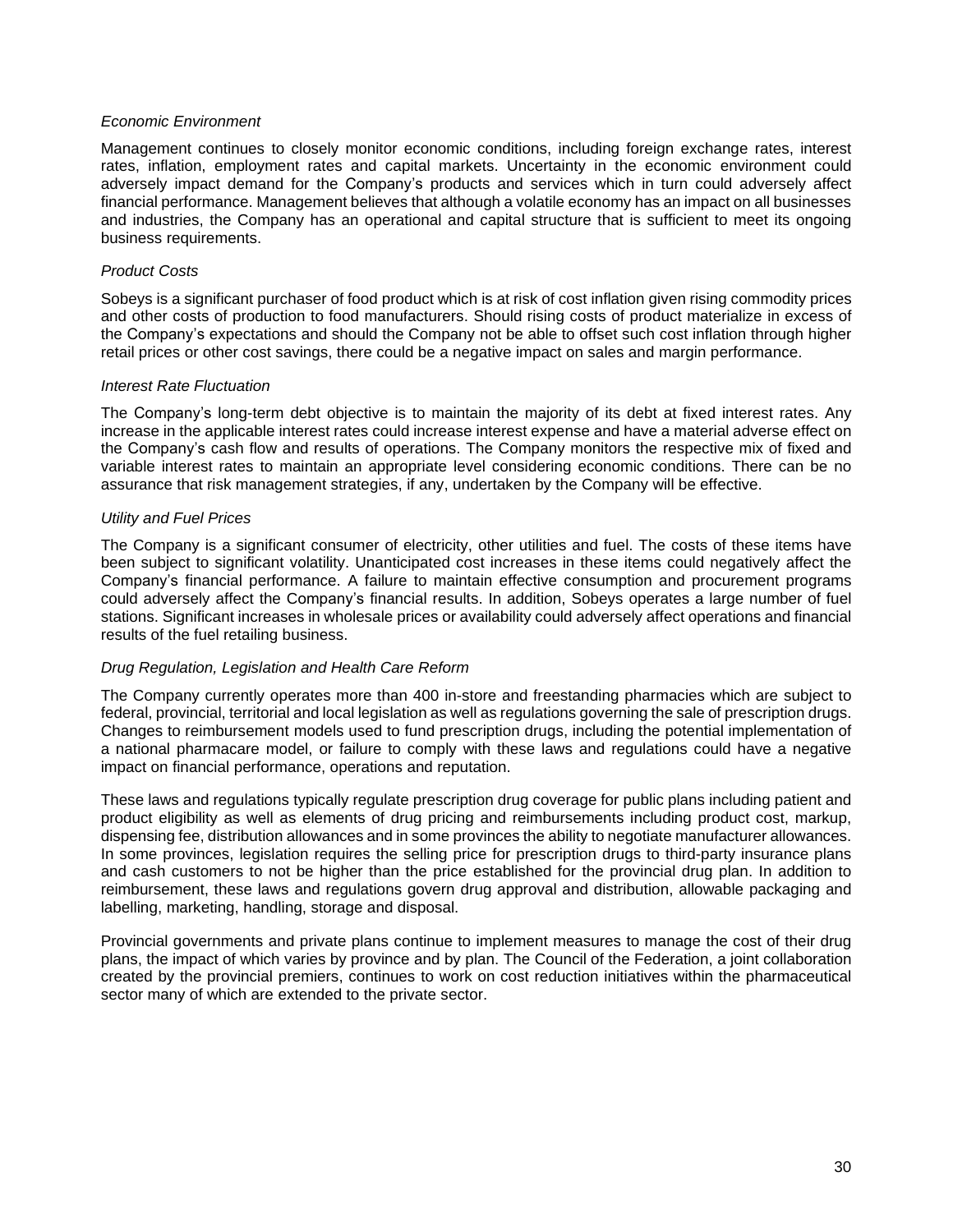*Economic Environment*

Management continues to closely monitor economic conditions, including foreign exchange rates, interest rates, inflation, employment rates and capital markets. Uncertainty in the economic environment could adversely impact demand for the Company's products and services which in turn could adversely affect financial performance. Management believes that although a volatile economy has an impact on all businesses and industries, the Company has an operational and capital structure that is sufficient to meet its ongoing business requirements.

*Product Costs*

Sobeys is a significant purchaser of food product which is at risk of cost inflation given rising commodity prices and other costs of production to food manufacturers. Should rising costs of product materialize in excess of the Company's expectations and should the Company not be able to offset such cost inflation through higher retail prices or other cost savings, there could be a negative impact on sales and margin performance.

*Interest Rate Fluctuation*

The Company's long-term debt objective is to maintain the majority of its debt at fixed interest rates. Any increase in the applicable interest rates could increase interest expense and have a material adverse effect on the Company's cash flow and results of operations. The Company monitors the respective mix of fixed and variable interest rates to maintain an appropriate level considering economic conditions. There can be no assurance that risk management strategies, if any, undertaken by the Company will be effective.

*Utility and Fuel Prices*

The Company is a significant consumer of electricity, other utilities and fuel. The costs of these items have been subject to significant volatility. Unanticipated cost increases in these items could negatively affect the Company's financial performance. A failure to maintain effective consumption and procurement programs could adversely affect the Company's financial results. In addition, Sobeys operates a large number of fuel stations. Significant increases in wholesale prices or availability could adversely affect operations and financial results of the fuel retailing business.

*Drug Regulation, Legislation and Health Care Reform*

The Company currently operates more than 400 in-store and freestanding pharmacies which are subject to federal, provincial, territorial and local legislation as well as regulations governing the sale of prescription drugs. Changes to reimbursement models used to fund prescription drugs, including the potential implementation of a national pharmacare model, or failure to comply with these laws and regulations could have a negative impact on financial performance, operations and reputation.

These laws and regulations typically regulate prescription drug coverage for public plans including patient and product eligibility as well as elements of drug pricing and reimbursements including product cost, markup, dispensing fee, distribution allowances and in some provinces the ability to negotiate manufacturer allowances. In some provinces, legislation requires the selling price for prescription drugs to third-party insurance plans and cash customers to not be higher than the price established for the provincial drug plan. In addition to reimbursement, these laws and regulations govern drug approval and distribution, allowable packaging and labelling, marketing, handling, storage and disposal.

Provincial governments and private plans continue to implement measures to manage the cost of their drug plans, the impact of which varies by province and by plan. The Council of the Federation, a joint collaboration created by the provincial premiers, continues to work on cost reduction initiatives within the pharmaceutical sector many of which are extended to the private sector.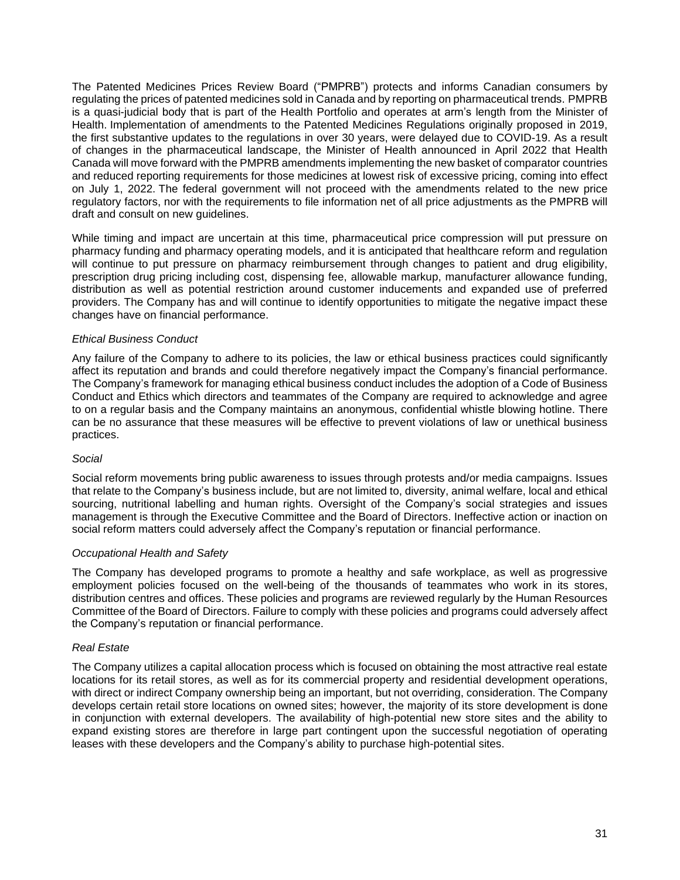The Patented Medicines Prices Review Board ("PMPRB") protects and informs Canadian consumers by regulating the prices of patented medicines sold in Canada and by reporting on pharmaceutical trends. PMPRB is a quasi-judicial body that is part of the Health Portfolio and operates at arm's length from the Minister of Health. Implementation of amendments to the Patented Medicines Regulations originally proposed in 2019, the first substantive updates to the regulations in over 30 years, were delayed due to COVID-19. As a result of changes in the pharmaceutical landscape, the Minister of Health announced in April 2022 that Health Canada will move forward with the PMPRB amendments implementing the new basket of comparator countries and reduced reporting requirements for those medicines at lowest risk of excessive pricing, coming into effect on July 1, 2022. The federal government will not proceed with the amendments related to the new price regulatory factors, nor with the requirements to file information net of all price adjustments as the PMPRB will draft and consult on new guidelines.

While timing and impact are uncertain at this time, pharmaceutical price compression will put pressure on pharmacy funding and pharmacy operating models, and it is anticipated that healthcare reform and regulation will continue to put pressure on pharmacy reimbursement through changes to patient and drug eligibility, prescription drug pricing including cost, dispensing fee, allowable markup, manufacturer allowance funding, distribution as well as potential restriction around customer inducements and expanded use of preferred providers. The Company has and will continue to identify opportunities to mitigate the negative impact these changes have on financial performance.

*Ethical Business Conduct*

Any failure of the Company to adhere to its policies, the law or ethical business practices could significantly affect its reputation and brands and could therefore negatively impact the Company's financial performance. The Company's framework for managing ethical business conduct includes the adoption of a Code of Business Conduct and Ethics which directors and teammates of the Company are required to acknowledge and agree to on a regular basis and the Company maintains an anonymous, confidential whistle blowing hotline. There can be no assurance that these measures will be effective to prevent violations of law or unethical business practices.

*Social*

Social reform movements bring public awareness to issues through protests and/or media campaigns. Issues that relate to the Company's business include, but are not limited to, diversity, animal welfare, local and ethical sourcing, nutritional labelling and human rights. Oversight of the Company's social strategies and issues management is through the Executive Committee and the Board of Directors. Ineffective action or inaction on social reform matters could adversely affect the Company's reputation or financial performance.

*Occupational Health and Safety*

The Company has developed programs to promote a healthy and safe workplace, as well as progressive employment policies focused on the well-being of the thousands of teammates who work in its stores, distribution centres and offices. These policies and programs are reviewed regularly by the Human Resources Committee of the Board of Directors. Failure to comply with these policies and programs could adversely affect the Company's reputation or financial performance.

*Real Estate*

The Company utilizes a capital allocation process which is focused on obtaining the most attractive real estate locations for its retail stores, as well as for its commercial property and residential development operations, with direct or indirect Company ownership being an important, but not overriding, consideration. The Company develops certain retail store locations on owned sites; however, the majority of its store development is done in conjunction with external developers. The availability of high-potential new store sites and the ability to expand existing stores are therefore in large part contingent upon the successful negotiation of operating leases with these developers and the Company's ability to purchase high-potential sites.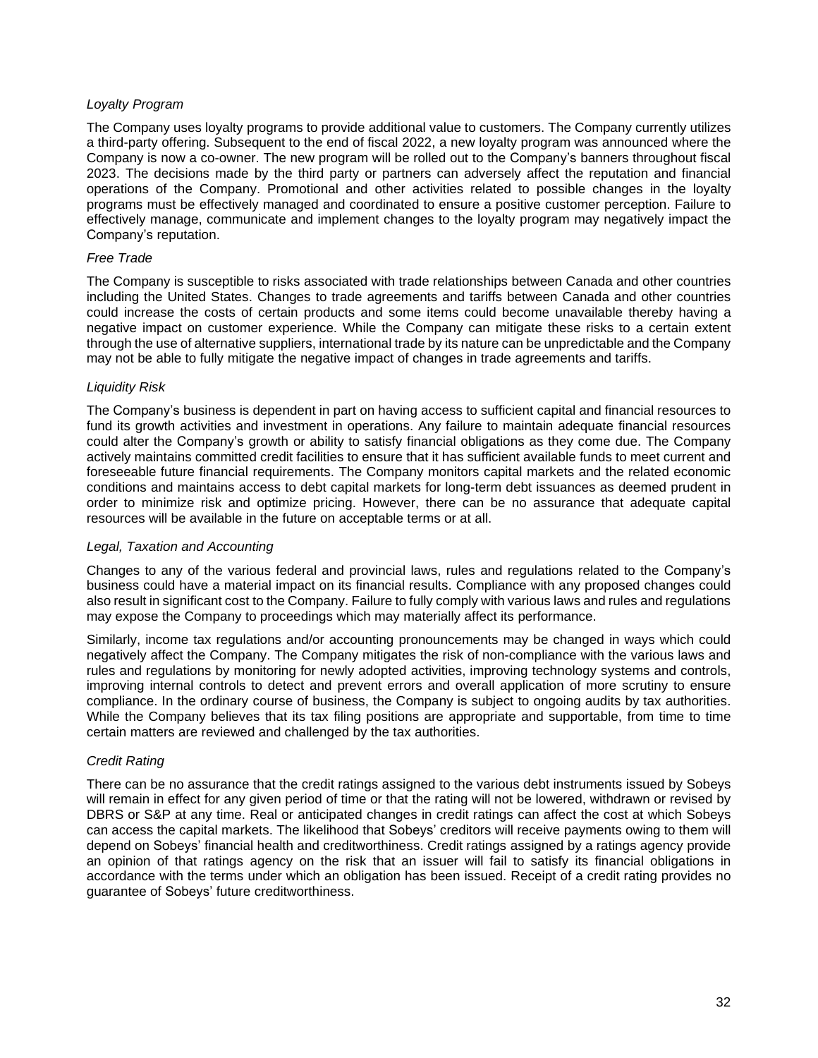*Loyalty Program*

The Company uses loyalty programs to provide additional value to customers. The Company currently utilizes a third-party offering. Subsequent to the end of fiscal 2022, a new loyalty program was announced where the Company is now a co-owner. The new program will be rolled out to the Company's banners throughout fiscal 2023. The decisions made by the third party or partners can adversely affect the reputation and financial operations of the Company. Promotional and other activities related to possible changes in the loyalty programs must be effectively managed and coordinated to ensure a positive customer perception. Failure to effectively manage, communicate and implement changes to the loyalty program may negatively impact the Company's reputation.

*Free Trade*

The Company is susceptible to risks associated with trade relationships between Canada and other countries including the United States. Changes to trade agreements and tariffs between Canada and other countries could increase the costs of certain products and some items could become unavailable thereby having a negative impact on customer experience. While the Company can mitigate these risks to a certain extent through the use of alternative suppliers, international trade by its nature can be unpredictable and the Company may not be able to fully mitigate the negative impact of changes in trade agreements and tariffs.

*Liquidity Risk*

The Company's business is dependent in part on having access to sufficient capital and financial resources to fund its growth activities and investment in operations. Any failure to maintain adequate financial resources could alter the Company's growth or ability to satisfy financial obligations as they come due. The Company actively maintains committed credit facilities to ensure that it has sufficient available funds to meet current and foreseeable future financial requirements. The Company monitors capital markets and the related economic conditions and maintains access to debt capital markets for long-term debt issuances as deemed prudent in order to minimize risk and optimize pricing. However, there can be no assurance that adequate capital resources will be available in the future on acceptable terms or at all.

*Legal, Taxation and Accounting*

Changes to any of the various federal and provincial laws, rules and regulations related to the Company's business could have a material impact on its financial results. Compliance with any proposed changes could also result in significant cost to the Company. Failure to fully comply with various laws and rules and regulations may expose the Company to proceedings which may materially affect its performance.

Similarly, income tax regulations and/or accounting pronouncements may be changed in ways which could negatively affect the Company. The Company mitigates the risk of non-compliance with the various laws and rules and regulations by monitoring for newly adopted activities, improving technology systems and controls, improving internal controls to detect and prevent errors and overall application of more scrutiny to ensure compliance. In the ordinary course of business, the Company is subject to ongoing audits by tax authorities. While the Company believes that its tax filing positions are appropriate and supportable, from time to time certain matters are reviewed and challenged by the tax authorities.

*Credit Rating*

There can be no assurance that the credit ratings assigned to the various debt instruments issued by Sobeys will remain in effect for any given period of time or that the rating will not be lowered, withdrawn or revised by DBRS or S&P at any time. Real or anticipated changes in credit ratings can affect the cost at which Sobeys can access the capital markets. The likelihood that Sobeys' creditors will receive payments owing to them will depend on Sobeys' financial health and creditworthiness. Credit ratings assigned by a ratings agency provide an opinion of that ratings agency on the risk that an issuer will fail to satisfy its financial obligations in accordance with the terms under which an obligation has been issued. Receipt of a credit rating provides no guarantee of Sobeys' future creditworthiness.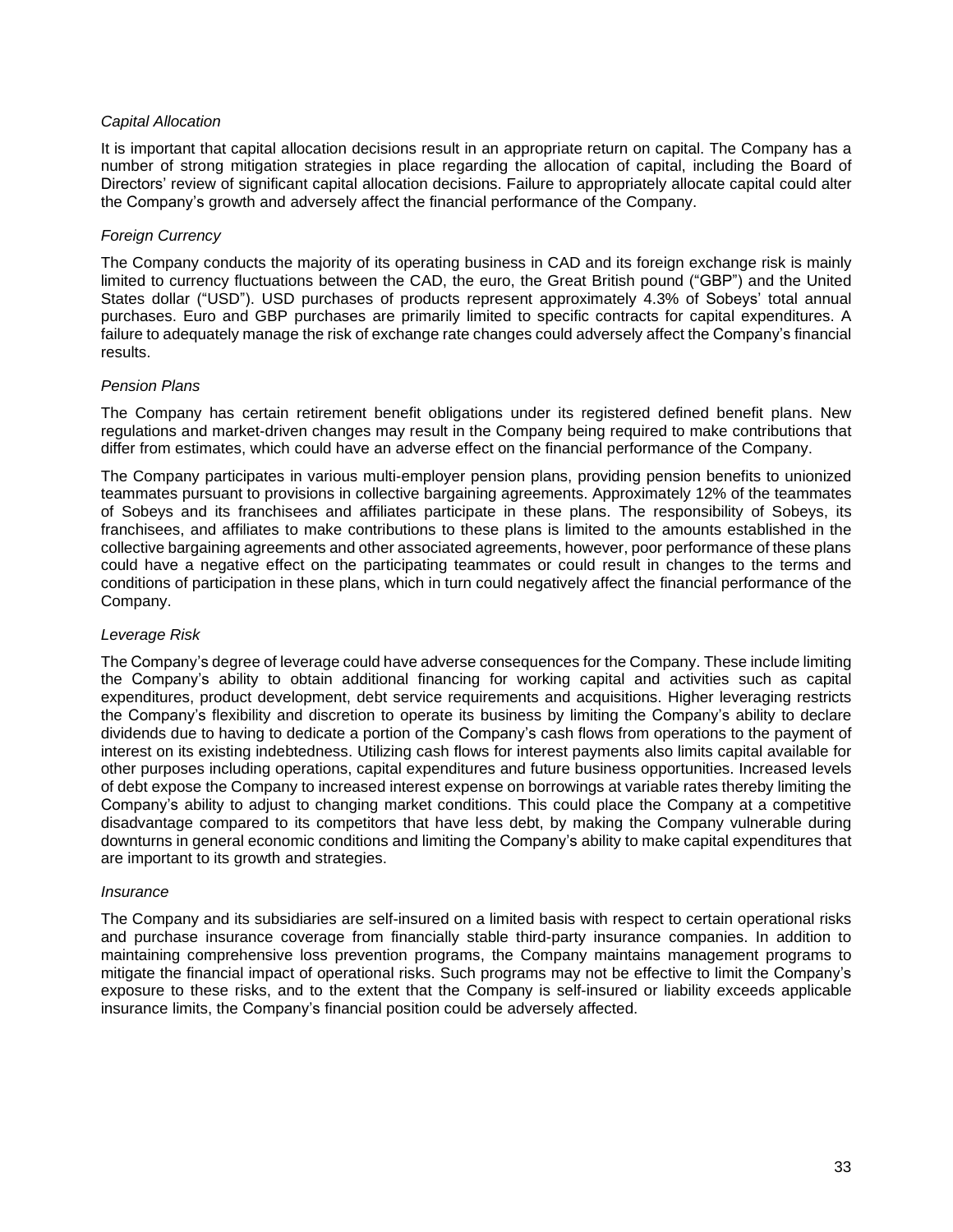*Capital Allocation*

It is important that capital allocation decisions result in an appropriate return on capital. The Company has a number of strong mitigation strategies in place regarding the allocation of capital, including the Board of Directors' review of significant capital allocation decisions. Failure to appropriately allocate capital could alter the Company's growth and adversely affect the financial performance of the Company.

*Foreign Currency*

The Company conducts the majority of its operating business in CAD and its foreign exchange risk is mainly limited to currency fluctuations between the CAD, the euro, the Great British pound ("GBP") and the United States dollar ("USD"). USD purchases of products represent approximately 4.3% of Sobeys' total annual purchases. Euro and GBP purchases are primarily limited to specific contracts for capital expenditures. A failure to adequately manage the risk of exchange rate changes could adversely affect the Company's financial results.

*Pension Plans*

The Company has certain retirement benefit obligations under its registered defined benefit plans. New regulations and market-driven changes may result in the Company being required to make contributions that differ from estimates, which could have an adverse effect on the financial performance of the Company.

The Company participates in various multi-employer pension plans, providing pension benefits to unionized teammates pursuant to provisions in collective bargaining agreements. Approximately 12% of the teammates of Sobeys and its franchisees and affiliates participate in these plans. The responsibility of Sobeys, its franchisees, and affiliates to make contributions to these plans is limited to the amounts established in the collective bargaining agreements and other associated agreements, however, poor performance of these plans could have a negative effect on the participating teammates or could result in changes to the terms and conditions of participation in these plans, which in turn could negatively affect the financial performance of the Company.

*Leverage Risk*

The Company's degree of leverage could have adverse consequences for the Company. These include limiting the Company's ability to obtain additional financing for working capital and activities such as capital expenditures, product development, debt service requirements and acquisitions. Higher leveraging restricts the Company's flexibility and discretion to operate its business by limiting the Company's ability to declare dividends due to having to dedicate a portion of the Company's cash flows from operations to the payment of interest on its existing indebtedness. Utilizing cash flows for interest payments also limits capital available for other purposes including operations, capital expenditures and future business opportunities. Increased levels of debt expose the Company to increased interest expense on borrowings at variable rates thereby limiting the Company's ability to adjust to changing market conditions. This could place the Company at a competitive disadvantage compared to its competitors that have less debt, by making the Company vulnerable during downturns in general economic conditions and limiting the Company's ability to make capital expenditures that are important to its growth and strategies.

*Insurance*

The Company and its subsidiaries are self-insured on a limited basis with respect to certain operational risks and purchase insurance coverage from financially stable third-party insurance companies. In addition to maintaining comprehensive loss prevention programs, the Company maintains management programs to mitigate the financial impact of operational risks. Such programs may not be effective to limit the Company's exposure to these risks, and to the extent that the Company is self-insured or liability exceeds applicable insurance limits, the Company's financial position could be adversely affected.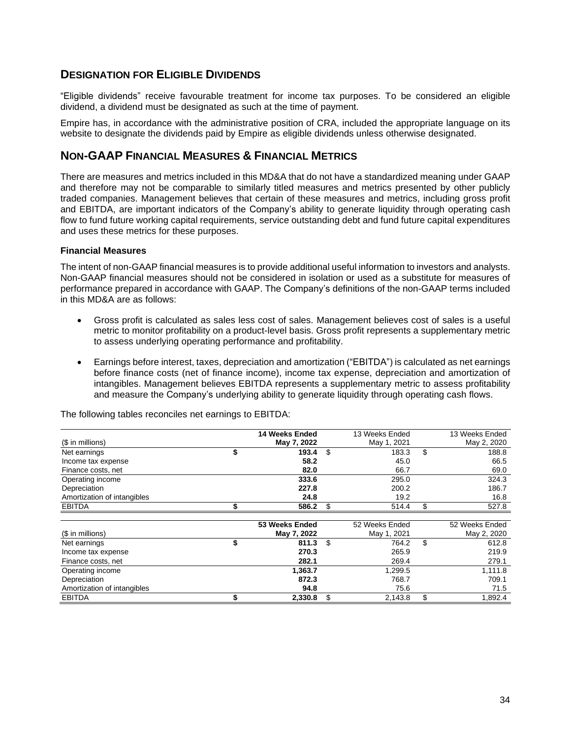## Designation for Eligible Dividends

"Eligible dividends" receive favourable treatment for income tax purposes. To be considered an eligible dividend, a dividend must be designated as such at the time of payment.

Empire has, in accordance with the administrative position of CRA, included the appropriate language on its website to designate the dividends paid by Empire as eligible dividends unless otherwise designated.

## Non-GAAP Financial Measures & Financial Metrics

There are measures and metrics included in this MD&A that do not have a standardized meaning under GAAP and therefore may not be comparable to similarly titled measures and metrics presented by other publicly traded companies. Management believes that certain of these measures and metrics, including gross profit and EBITDA, are important indicators of the Company's ability to generate liquidity through operating cash flow to fund future working capital requirements, service outstanding debt and fund future capital expenditures and uses these metrics for these purposes.

### Financial Measures

The intent of non-GAAP financial measures is to provide additional useful information to investors and analysts. Non-GAAP financial measures should not be considered in isolation or used as a substitute for measures of performance prepared in accordance with GAAP. The Company's definitions of the non-GAAP terms included in this MD&A are as follows:

- Gross profit is calculated as sales less cost of sales. Management believes cost of sales is a useful metric to monitor profitability on a product-level basis. Gross profit represents a supplementary metric to assess underlying operating performance and profitability.
- Earnings before interest, taxes, depreciation and amortization ("EBITDA") is calculated as net earnings before finance costs (net of finance income), income tax expense, depreciation and amortization of intangibles. Management believes EBITDA represents a supplementary metric to assess profitability and measure the Company's underlying ability to generate liquidity through operating cash flows.

The following tables reconciles net earnings to EBITDA:

| ($ in millions) | **14 Weeks Ended May 7, 2022** | 13 Weeks Ended May 1, 2021 | 13 Weeks Ended May 2, 2020 |
|---|---|---|---|
| Net earnings | **$ 193.4** | $ 183.3 | $ 188.8 |
| Income tax expense | **58.2** | 45.0 | 66.5 |
| Finance costs, net | **82.0** | 66.7 | 69.0 |
| Operating income | **333.6** | 295.0 | 324.3 |
| Depreciation | **227.8** | 200.2 | 186.7 |
| Amortization of intangibles | **24.8** | 19.2 | 16.8 |
| EBITDA | **$ 586.2** | $ 514.4 | $ 527.8 |

| ($ in millions) | **53 Weeks Ended May 7, 2022** | 52 Weeks Ended May 1, 2021 | 52 Weeks Ended May 2, 2020 |
|---|---|---|---|
| Net earnings | **$ 811.3** | $ 764.2 | $ 612.8 |
| Income tax expense | **270.3** | 265.9 | 219.9 |
| Finance costs, net | **282.1** | 269.4 | 279.1 |
| Operating income | **1,363.7** | 1,299.5 | 1,111.8 |
| Depreciation | **872.3** | 768.7 | 709.1 |
| Amortization of intangibles | **94.8** | 75.6 | 71.5 |
| EBITDA | **$ 2,330.8** | $ 2,143.8 | $ 1,892.4 |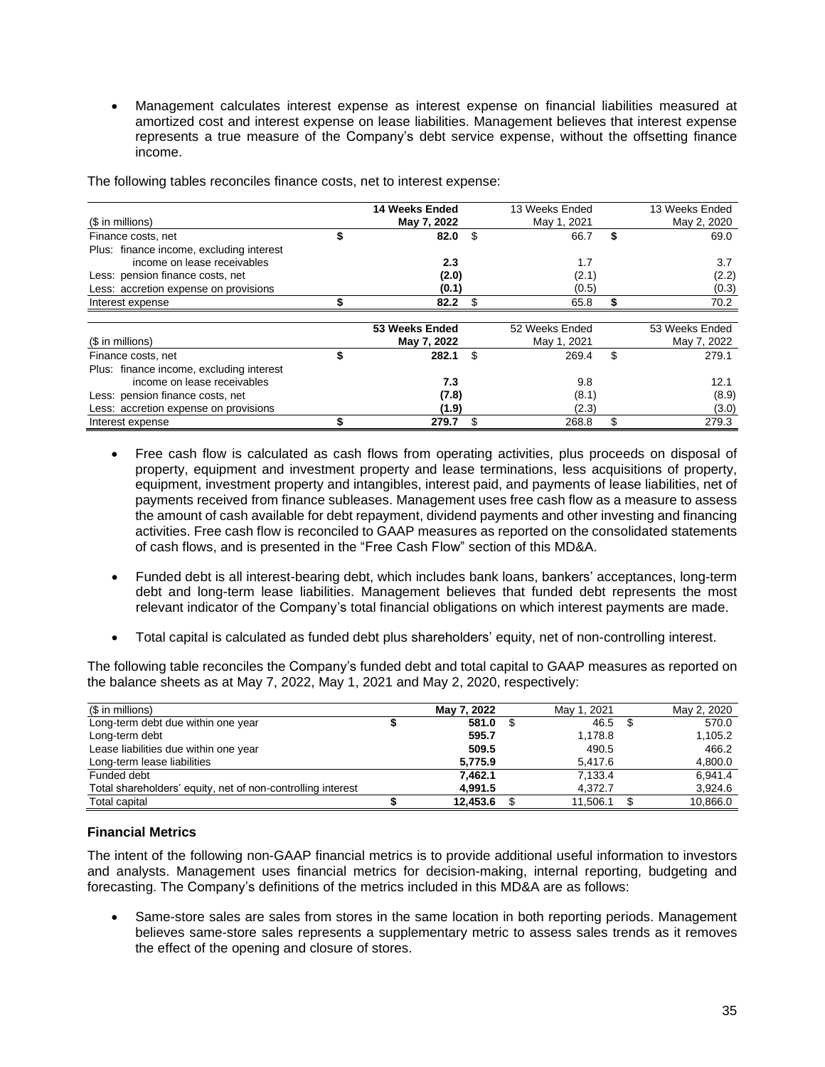- Management calculates interest expense as interest expense on financial liabilities measured at amortized cost and interest expense on lease liabilities. Management believes that interest expense represents a true measure of the Company's debt service expense, without the offsetting finance income.

The following tables reconciles finance costs, net to interest expense:

| ($ in millions) | **14 Weeks Ended May 7, 2022** | 13 Weeks Ended May 1, 2021 | 13 Weeks Ended May 2, 2020 |
|---|---|---|---|
| Finance costs, net | **$ 82.0** | $ 66.7 | $ 69.0 |
| Plus: finance income, excluding interest income on lease receivables | **2.3** | 1.7 | 3.7 |
| Less: pension finance costs, net | **(2.0)** | (2.1) | (2.2) |
| Less: accretion expense on provisions | **(0.1)** | (0.5) | (0.3) |
| Interest expense | **$ 82.2** | $ 65.8 | $ 70.2 |

| ($ in millions) | **53 Weeks Ended May 7, 2022** | 52 Weeks Ended May 1, 2021 | 53 Weeks Ended May 7, 2022 |
|---|---|---|---|
| Finance costs, net | **$ 282.1** | $ 269.4 | $ 279.1 |
| Plus: finance income, excluding interest income on lease receivables | **7.3** | 9.8 | 12.1 |
| Less: pension finance costs, net | **(7.8)** | (8.1) | (8.9) |
| Less: accretion expense on provisions | **(1.9)** | (2.3) | (3.0) |
| Interest expense | **$ 279.7** | $ 268.8 | $ 279.3 |

- Free cash flow is calculated as cash flows from operating activities, plus proceeds on disposal of property, equipment and investment property and lease terminations, less acquisitions of property, equipment, investment property and intangibles, interest paid, and payments of lease liabilities, net of payments received from finance subleases. Management uses free cash flow as a measure to assess the amount of cash available for debt repayment, dividend payments and other investing and financing activities. Free cash flow is reconciled to GAAP measures as reported on the consolidated statements of cash flows, and is presented in the "Free Cash Flow" section of this MD&A.

- Funded debt is all interest-bearing debt, which includes bank loans, bankers' acceptances, long-term debt and long-term lease liabilities. Management believes that funded debt represents the most relevant indicator of the Company's total financial obligations on which interest payments are made.

- Total capital is calculated as funded debt plus shareholders' equity, net of non-controlling interest.

The following table reconciles the Company's funded debt and total capital to GAAP measures as reported on the balance sheets as at May 7, 2022, May 1, 2021 and May 2, 2020, respectively:

| ($ in millions) | **May 7, 2022** | May 1, 2021 | May 2, 2020 |
|---|---|---|---|
| Long-term debt due within one year | **$ 581.0** | $ 46.5 | $ 570.0 |
| Long-term debt | **595.7** | 1,178.8 | 1,105.2 |
| Lease liabilities due within one year | **509.5** | 490.5 | 466.2 |
| Long-term lease liabilities | **5,775.9** | 5,417.6 | 4,800.0 |
| Funded debt | **7,462.1** | 7,133.4 | 6,941.4 |
| Total shareholders' equity, net of non-controlling interest | **4,991.5** | 4,372.7 | 3,924.6 |
| Total capital | **$ 12,453.6** | $ 11,506.1 | $ 10,866.0 |

**Financial Metrics**

The intent of the following non-GAAP financial metrics is to provide additional useful information to investors and analysts. Management uses financial metrics for decision-making, internal reporting, budgeting and forecasting. The Company's definitions of the metrics included in this MD&A are as follows:

- Same-store sales are sales from stores in the same location in both reporting periods. Management believes same-store sales represents a supplementary metric to assess sales trends as it removes the effect of the opening and closure of stores.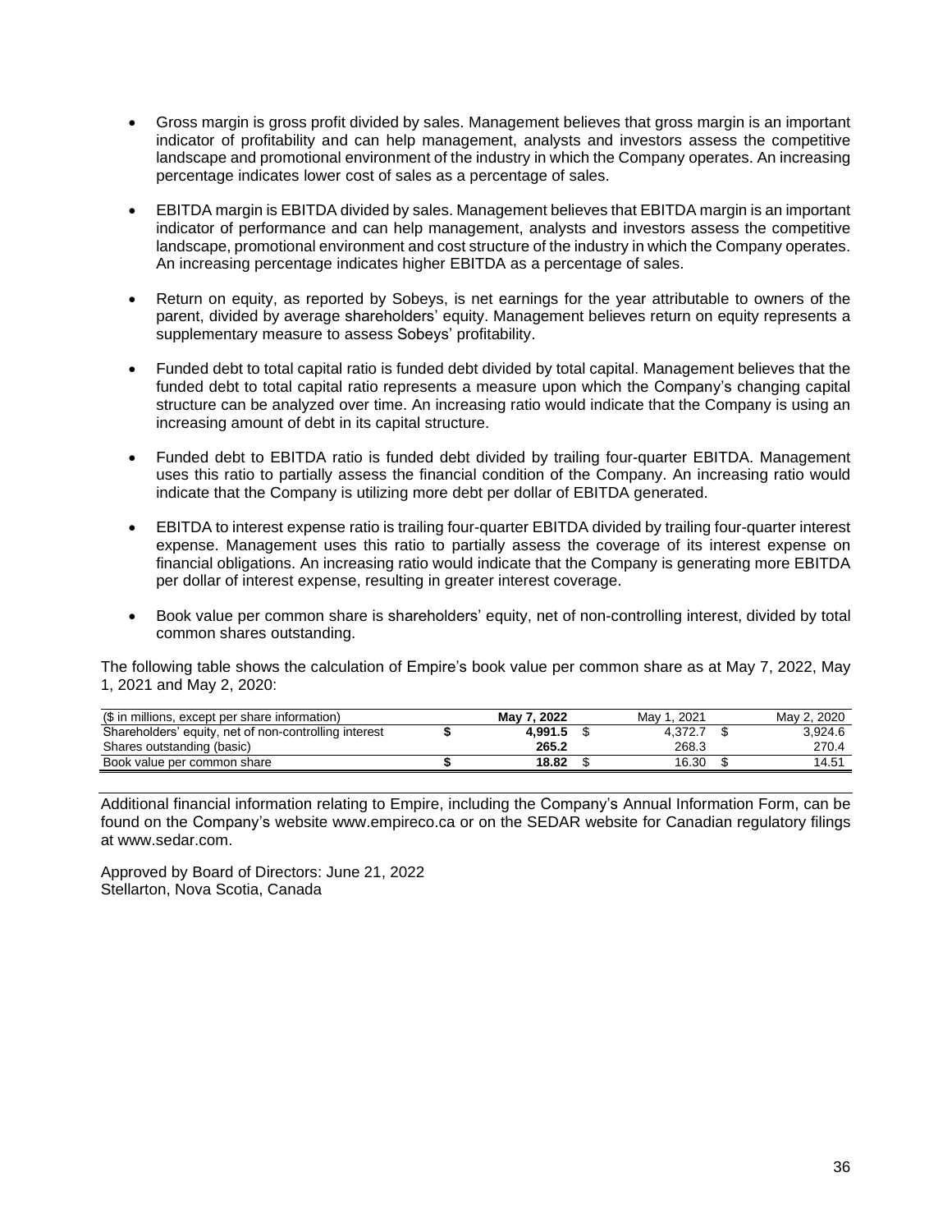- Gross margin is gross profit divided by sales. Management believes that gross margin is an important indicator of profitability and can help management, analysts and investors assess the competitive landscape and promotional environment of the industry in which the Company operates. An increasing percentage indicates lower cost of sales as a percentage of sales.

- EBITDA margin is EBITDA divided by sales. Management believes that EBITDA margin is an important indicator of performance and can help management, analysts and investors assess the competitive landscape, promotional environment and cost structure of the industry in which the Company operates. An increasing percentage indicates higher EBITDA as a percentage of sales.

- Return on equity, as reported by Sobeys, is net earnings for the year attributable to owners of the parent, divided by average shareholders' equity. Management believes return on equity represents a supplementary measure to assess Sobeys' profitability.

- Funded debt to total capital ratio is funded debt divided by total capital. Management believes that the funded debt to total capital ratio represents a measure upon which the Company's changing capital structure can be analyzed over time. An increasing ratio would indicate that the Company is using an increasing amount of debt in its capital structure.

- Funded debt to EBITDA ratio is funded debt divided by trailing four-quarter EBITDA. Management uses this ratio to partially assess the financial condition of the Company. An increasing ratio would indicate that the Company is utilizing more debt per dollar of EBITDA generated.

- EBITDA to interest expense ratio is trailing four-quarter EBITDA divided by trailing four-quarter interest expense. Management uses this ratio to partially assess the coverage of its interest expense on financial obligations. An increasing ratio would indicate that the Company is generating more EBITDA per dollar of interest expense, resulting in greater interest coverage.

- Book value per common share is shareholders' equity, net of non-controlling interest, divided by total common shares outstanding.

The following table shows the calculation of Empire's book value per common share as at May 7, 2022, May 1, 2021 and May 2, 2020:

| ($ in millions, except per share information) | May 7, 2022 | May 1, 2021 | May 2, 2020 |
|---|---|---|---|
| Shareholders' equity, net of non-controlling interest | $ 4,991.5 | $ 4,372.7 | $ 3,924.6 |
| Shares outstanding (basic) | 265.2 | 268.3 | 270.4 |
| Book value per common share | $ 18.82 | $ 16.30 | $ 14.51 |

Additional financial information relating to Empire, including the Company's Annual Information Form, can be found on the Company's website www.empireco.ca or on the SEDAR website for Canadian regulatory filings at www.sedar.com.

Approved by Board of Directors: June 21, 2022
Stellarton, Nova Scotia, Canada